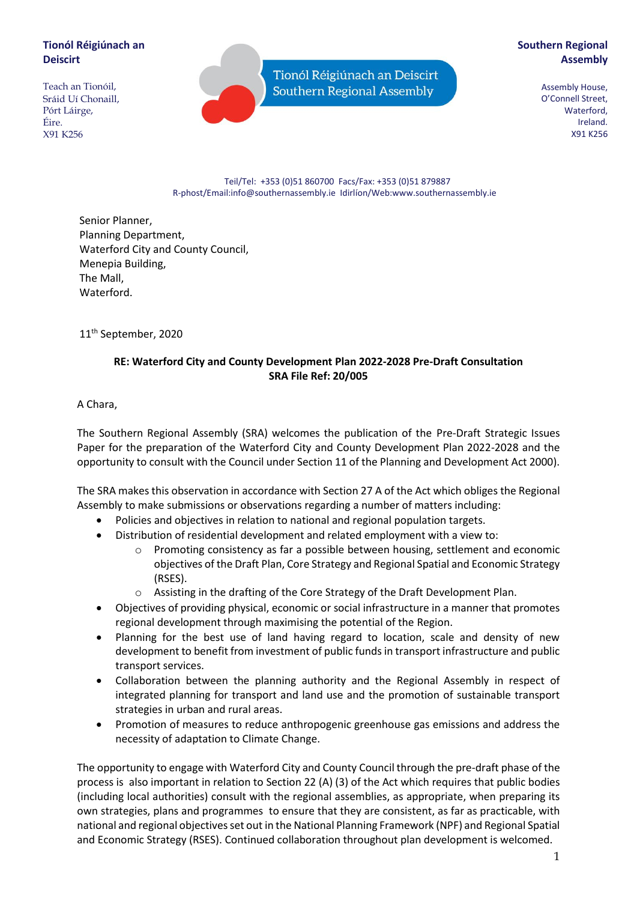**Tionól Réigiúnach an Deiscirt**

Teach an Tionóil,
Sráid Uí Chonaill,
Port Láirge,
Éire.
X91 K256

Tionól Réigiúnach an Deiscirt
Southern Regional Assembly

**Southern Regional Assembly**

Assembly House,
O'Connell Street,
Waterford,
Ireland.
X91 K256

Teil/Tel: +353 (0)51 860700 Facs/Fax: +353 (0)51 879887
R-phost/Email:info@southernassembly.ie Idirlíon/Web:www.southernassembly.ie

Senior Planner,
Planning Department,
Waterford City and County Council,
Menepia Building,
The Mall,
Waterford.

11th September, 2020

**RE: Waterford City and County Development Plan 2022-2028 Pre-Draft Consultation**
**SRA File Ref: 20/005**

A Chara,

The Southern Regional Assembly (SRA) welcomes the publication of the Pre-Draft Strategic Issues Paper for the preparation of the Waterford City and County Development Plan 2022-2028 and the opportunity to consult with the Council under Section 11 of the Planning and Development Act 2000).

The SRA makes this observation in accordance with Section 27 A of the Act which obliges the Regional Assembly to make submissions or observations regarding a number of matters including:

- Policies and objectives in relation to national and regional population targets.
- Distribution of residential development and related employment with a view to:
  - Promoting consistency as far a possible between housing, settlement and economic objectives of the Draft Plan, Core Strategy and Regional Spatial and Economic Strategy (RSES).
  - Assisting in the drafting of the Core Strategy of the Draft Development Plan.
- Objectives of providing physical, economic or social infrastructure in a manner that promotes regional development through maximising the potential of the Region.
- Planning for the best use of land having regard to location, scale and density of new development to benefit from investment of public funds in transport infrastructure and public transport services.
- Collaboration between the planning authority and the Regional Assembly in respect of integrated planning for transport and land use and the promotion of sustainable transport strategies in urban and rural areas.
- Promotion of measures to reduce anthropogenic greenhouse gas emissions and address the necessity of adaptation to Climate Change.

The opportunity to engage with Waterford City and County Council through the pre-draft phase of the process is also important in relation to Section 22 (A) (3) of the Act which requires that public bodies (including local authorities) consult with the regional assemblies, as appropriate, when preparing its own strategies, plans and programmes to ensure that they are consistent, as far as practicable, with national and regional objectives set out in the National Planning Framework (NPF) and Regional Spatial and Economic Strategy (RSES). Continued collaboration throughout plan development is welcomed.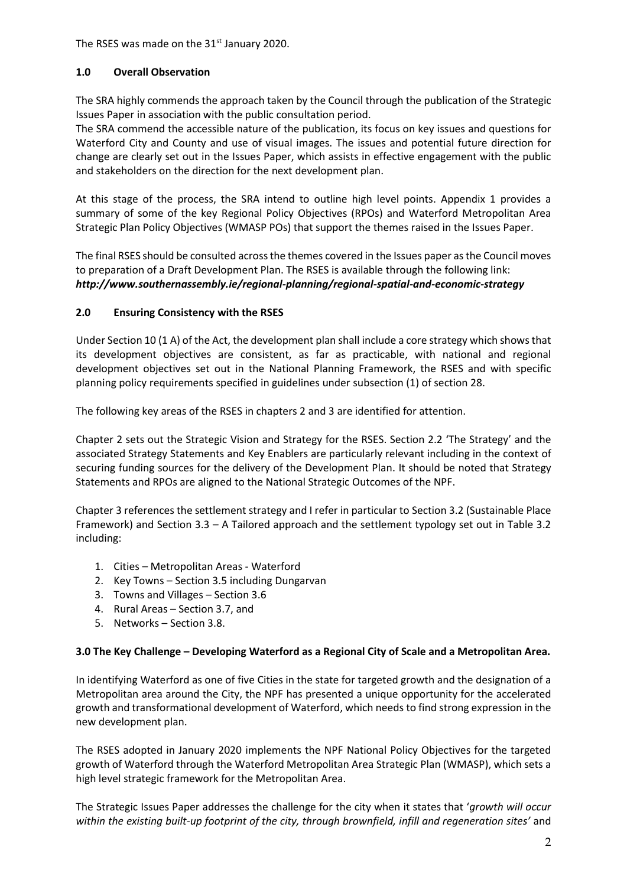The RSES was made on the 31st January 2020.

## 1.0 Overall Observation

The SRA highly commends the approach taken by the Council through the publication of the Strategic Issues Paper in association with the public consultation period.

The SRA commend the accessible nature of the publication, its focus on key issues and questions for Waterford City and County and use of visual images. The issues and potential future direction for change are clearly set out in the Issues Paper, which assists in effective engagement with the public and stakeholders on the direction for the next development plan.

At this stage of the process, the SRA intend to outline high level points. Appendix 1 provides a summary of some of the key Regional Policy Objectives (RPOs) and Waterford Metropolitan Area Strategic Plan Policy Objectives (WMASP POs) that support the themes raised in the Issues Paper.

The final RSES should be consulted across the themes covered in the Issues paper as the Council moves to preparation of a Draft Development Plan. The RSES is available through the following link: ***http://www.southernassembly.ie/regional-planning/regional-spatial-and-economic-strategy***

## 2.0 Ensuring Consistency with the RSES

Under Section 10 (1 A) of the Act, the development plan shall include a core strategy which shows that its development objectives are consistent, as far as practicable, with national and regional development objectives set out in the National Planning Framework, the RSES and with specific planning policy requirements specified in guidelines under subsection (1) of section 28.

The following key areas of the RSES in chapters 2 and 3 are identified for attention.

Chapter 2 sets out the Strategic Vision and Strategy for the RSES. Section 2.2 'The Strategy' and the associated Strategy Statements and Key Enablers are particularly relevant including in the context of securing funding sources for the delivery of the Development Plan. It should be noted that Strategy Statements and RPOs are aligned to the National Strategic Outcomes of the NPF.

Chapter 3 references the settlement strategy and I refer in particular to Section 3.2 (Sustainable Place Framework) and Section 3.3 – A Tailored approach and the settlement typology set out in Table 3.2 including:

1. Cities – Metropolitan Areas - Waterford
2. Key Towns – Section 3.5 including Dungarvan
3. Towns and Villages – Section 3.6
4. Rural Areas – Section 3.7, and
5. Networks – Section 3.8.

## 3.0 The Key Challenge – Developing Waterford as a Regional City of Scale and a Metropolitan Area.

In identifying Waterford as one of five Cities in the state for targeted growth and the designation of a Metropolitan area around the City, the NPF has presented a unique opportunity for the accelerated growth and transformational development of Waterford, which needs to find strong expression in the new development plan.

The RSES adopted in January 2020 implements the NPF National Policy Objectives for the targeted growth of Waterford through the Waterford Metropolitan Area Strategic Plan (WMASP), which sets a high level strategic framework for the Metropolitan Area.

The Strategic Issues Paper addresses the challenge for the city when it states that '*growth will occur within the existing built-up footprint of the city, through brownfield, infill and regeneration sites'* and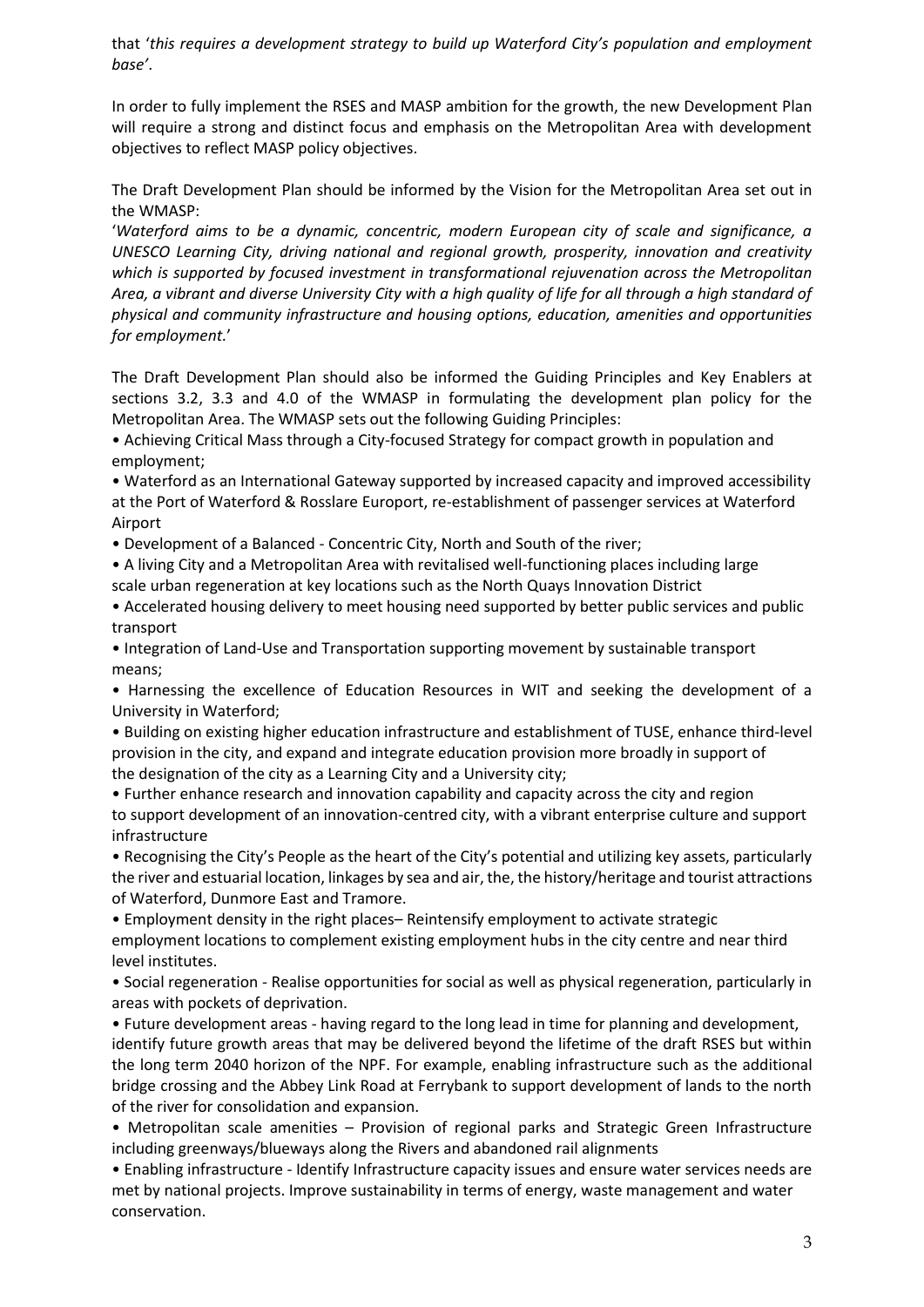that '*this requires a development strategy to build up Waterford City's population and employment base*'.

In order to fully implement the RSES and MASP ambition for the growth, the new Development Plan will require a strong and distinct focus and emphasis on the Metropolitan Area with development objectives to reflect MASP policy objectives.

The Draft Development Plan should be informed by the Vision for the Metropolitan Area set out in the WMASP:

'*Waterford aims to be a dynamic, concentric, modern European city of scale and significance, a UNESCO Learning City, driving national and regional growth, prosperity, innovation and creativity which is supported by focused investment in transformational rejuvenation across the Metropolitan Area, a vibrant and diverse University City with a high quality of life for all through a high standard of physical and community infrastructure and housing options, education, amenities and opportunities for employment.*'

The Draft Development Plan should also be informed the Guiding Principles and Key Enablers at sections 3.2, 3.3 and 4.0 of the WMASP in formulating the development plan policy for the Metropolitan Area. The WMASP sets out the following Guiding Principles:

- Achieving Critical Mass through a City-focused Strategy for compact growth in population and employment;
- Waterford as an International Gateway supported by increased capacity and improved accessibility at the Port of Waterford & Rosslare Europort, re-establishment of passenger services at Waterford Airport
- Development of a Balanced - Concentric City, North and South of the river;
- A living City and a Metropolitan Area with revitalised well-functioning places including large scale urban regeneration at key locations such as the North Quays Innovation District
- Accelerated housing delivery to meet housing need supported by better public services and public transport
- Integration of Land-Use and Transportation supporting movement by sustainable transport means;
- Harnessing the excellence of Education Resources in WIT and seeking the development of a University in Waterford;
- Building on existing higher education infrastructure and establishment of TUSE, enhance third-level provision in the city, and expand and integrate education provision more broadly in support of the designation of the city as a Learning City and a University city;
- Further enhance research and innovation capability and capacity across the city and region to support development of an innovation-centred city, with a vibrant enterprise culture and support infrastructure
- Recognising the City's People as the heart of the City's potential and utilizing key assets, particularly the river and estuarial location, linkages by sea and air, the, the history/heritage and tourist attractions of Waterford, Dunmore East and Tramore.
- Employment density in the right places– Reintensify employment to activate strategic employment locations to complement existing employment hubs in the city centre and near third level institutes.
- Social regeneration - Realise opportunities for social as well as physical regeneration, particularly in areas with pockets of deprivation.
- Future development areas - having regard to the long lead in time for planning and development, identify future growth areas that may be delivered beyond the lifetime of the draft RSES but within the long term 2040 horizon of the NPF. For example, enabling infrastructure such as the additional bridge crossing and the Abbey Link Road at Ferrybank to support development of lands to the north of the river for consolidation and expansion.
- Metropolitan scale amenities – Provision of regional parks and Strategic Green Infrastructure including greenways/blueways along the Rivers and abandoned rail alignments
- Enabling infrastructure - Identify Infrastructure capacity issues and ensure water services needs are met by national projects. Improve sustainability in terms of energy, waste management and water conservation.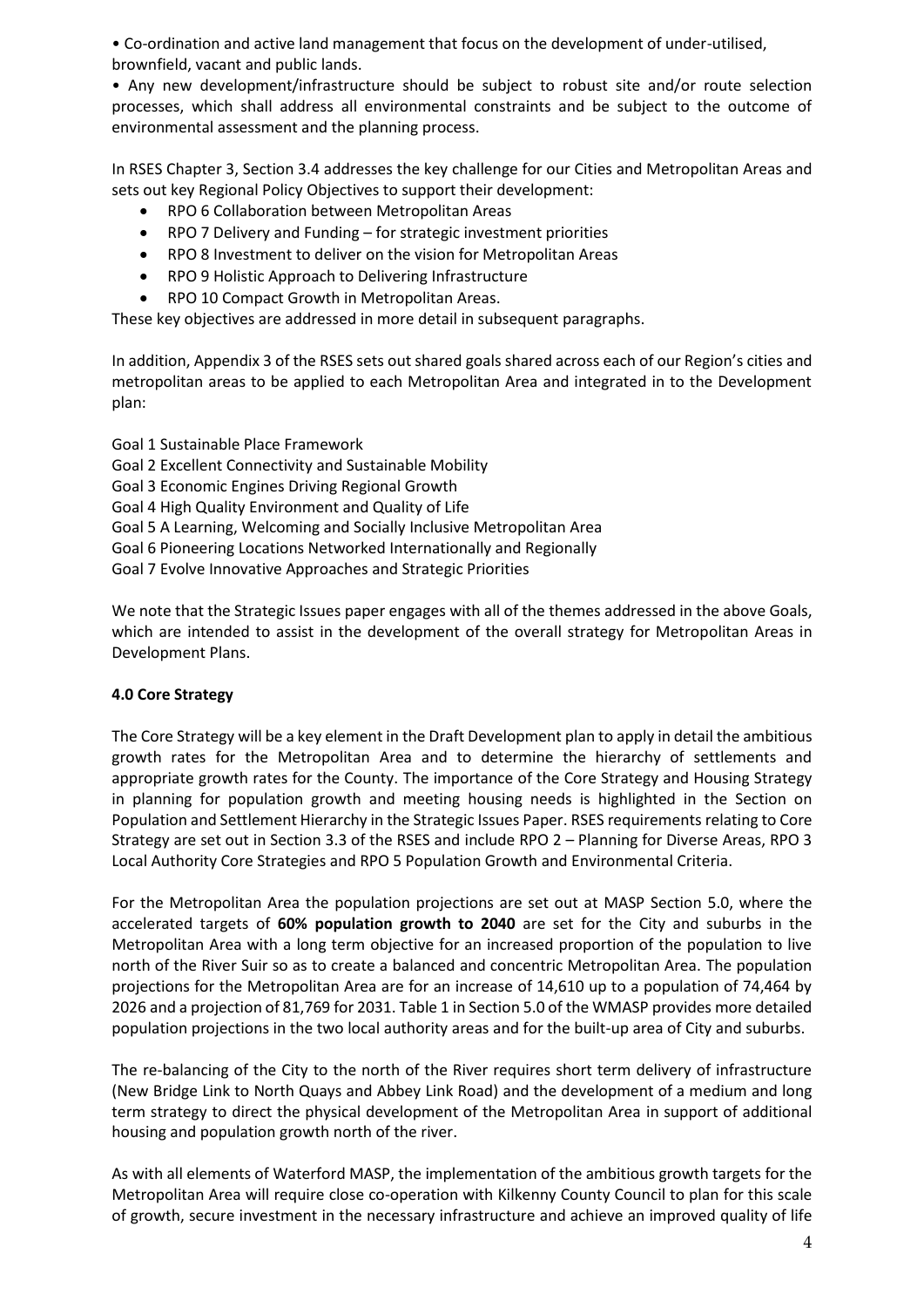- Co-ordination and active land management that focus on the development of under-utilised, brownfield, vacant and public lands.
- Any new development/infrastructure should be subject to robust site and/or route selection processes, which shall address all environmental constraints and be subject to the outcome of environmental assessment and the planning process.

In RSES Chapter 3, Section 3.4 addresses the key challenge for our Cities and Metropolitan Areas and sets out key Regional Policy Objectives to support their development:

- RPO 6 Collaboration between Metropolitan Areas
- RPO 7 Delivery and Funding – for strategic investment priorities
- RPO 8 Investment to deliver on the vision for Metropolitan Areas
- RPO 9 Holistic Approach to Delivering Infrastructure
- RPO 10 Compact Growth in Metropolitan Areas.

These key objectives are addressed in more detail in subsequent paragraphs.

In addition, Appendix 3 of the RSES sets out shared goals shared across each of our Region's cities and metropolitan areas to be applied to each Metropolitan Area and integrated in to the Development plan:

Goal 1 Sustainable Place Framework
Goal 2 Excellent Connectivity and Sustainable Mobility
Goal 3 Economic Engines Driving Regional Growth
Goal 4 High Quality Environment and Quality of Life
Goal 5 A Learning, Welcoming and Socially Inclusive Metropolitan Area
Goal 6 Pioneering Locations Networked Internationally and Regionally
Goal 7 Evolve Innovative Approaches and Strategic Priorities

We note that the Strategic Issues paper engages with all of the themes addressed in the above Goals, which are intended to assist in the development of the overall strategy for Metropolitan Areas in Development Plans.

#### 4.0 Core Strategy

The Core Strategy will be a key element in the Draft Development plan to apply in detail the ambitious growth rates for the Metropolitan Area and to determine the hierarchy of settlements and appropriate growth rates for the County. The importance of the Core Strategy and Housing Strategy in planning for population growth and meeting housing needs is highlighted in the Section on Population and Settlement Hierarchy in the Strategic Issues Paper. RSES requirements relating to Core Strategy are set out in Section 3.3 of the RSES and include RPO 2 – Planning for Diverse Areas, RPO 3 Local Authority Core Strategies and RPO 5 Population Growth and Environmental Criteria.

For the Metropolitan Area the population projections are set out at MASP Section 5.0, where the accelerated targets of **60% population growth to 2040** are set for the City and suburbs in the Metropolitan Area with a long term objective for an increased proportion of the population to live north of the River Suir so as to create a balanced and concentric Metropolitan Area. The population projections for the Metropolitan Area are for an increase of 14,610 up to a population of 74,464 by 2026 and a projection of 81,769 for 2031. Table 1 in Section 5.0 of the WMASP provides more detailed population projections in the two local authority areas and for the built-up area of City and suburbs.

The re-balancing of the City to the north of the River requires short term delivery of infrastructure (New Bridge Link to North Quays and Abbey Link Road) and the development of a medium and long term strategy to direct the physical development of the Metropolitan Area in support of additional housing and population growth north of the river.

As with all elements of Waterford MASP, the implementation of the ambitious growth targets for the Metropolitan Area will require close co-operation with Kilkenny County Council to plan for this scale of growth, secure investment in the necessary infrastructure and achieve an improved quality of life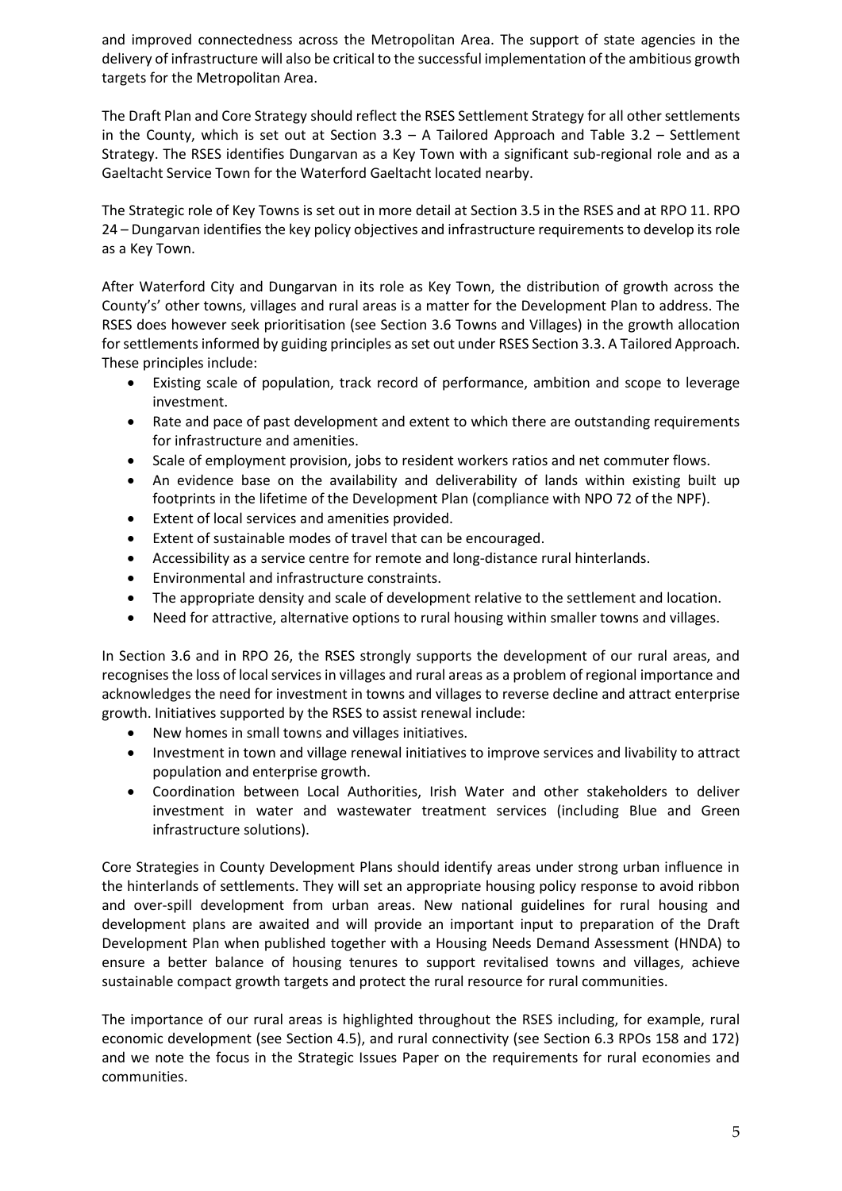and improved connectedness across the Metropolitan Area. The support of state agencies in the delivery of infrastructure will also be critical to the successful implementation of the ambitious growth targets for the Metropolitan Area.

The Draft Plan and Core Strategy should reflect the RSES Settlement Strategy for all other settlements in the County, which is set out at Section 3.3 – A Tailored Approach and Table 3.2 – Settlement Strategy. The RSES identifies Dungarvan as a Key Town with a significant sub-regional role and as a Gaeltacht Service Town for the Waterford Gaeltacht located nearby.

The Strategic role of Key Towns is set out in more detail at Section 3.5 in the RSES and at RPO 11. RPO 24 – Dungarvan identifies the key policy objectives and infrastructure requirements to develop its role as a Key Town.

After Waterford City and Dungarvan in its role as Key Town, the distribution of growth across the County's' other towns, villages and rural areas is a matter for the Development Plan to address. The RSES does however seek prioritisation (see Section 3.6 Towns and Villages) in the growth allocation for settlements informed by guiding principles as set out under RSES Section 3.3. A Tailored Approach. These principles include:

- Existing scale of population, track record of performance, ambition and scope to leverage investment.
- Rate and pace of past development and extent to which there are outstanding requirements for infrastructure and amenities.
- Scale of employment provision, jobs to resident workers ratios and net commuter flows.
- An evidence base on the availability and deliverability of lands within existing built up footprints in the lifetime of the Development Plan (compliance with NPO 72 of the NPF).
- Extent of local services and amenities provided.
- Extent of sustainable modes of travel that can be encouraged.
- Accessibility as a service centre for remote and long-distance rural hinterlands.
- Environmental and infrastructure constraints.
- The appropriate density and scale of development relative to the settlement and location.
- Need for attractive, alternative options to rural housing within smaller towns and villages.

In Section 3.6 and in RPO 26, the RSES strongly supports the development of our rural areas, and recognises the loss of local services in villages and rural areas as a problem of regional importance and acknowledges the need for investment in towns and villages to reverse decline and attract enterprise growth. Initiatives supported by the RSES to assist renewal include:

- New homes in small towns and villages initiatives.
- Investment in town and village renewal initiatives to improve services and livability to attract population and enterprise growth.
- Coordination between Local Authorities, Irish Water and other stakeholders to deliver investment in water and wastewater treatment services (including Blue and Green infrastructure solutions).

Core Strategies in County Development Plans should identify areas under strong urban influence in the hinterlands of settlements. They will set an appropriate housing policy response to avoid ribbon and over-spill development from urban areas. New national guidelines for rural housing and development plans are awaited and will provide an important input to preparation of the Draft Development Plan when published together with a Housing Needs Demand Assessment (HNDA) to ensure a better balance of housing tenures to support revitalised towns and villages, achieve sustainable compact growth targets and protect the rural resource for rural communities.

The importance of our rural areas is highlighted throughout the RSES including, for example, rural economic development (see Section 4.5), and rural connectivity (see Section 6.3 RPOs 158 and 172) and we note the focus in the Strategic Issues Paper on the requirements for rural economies and communities.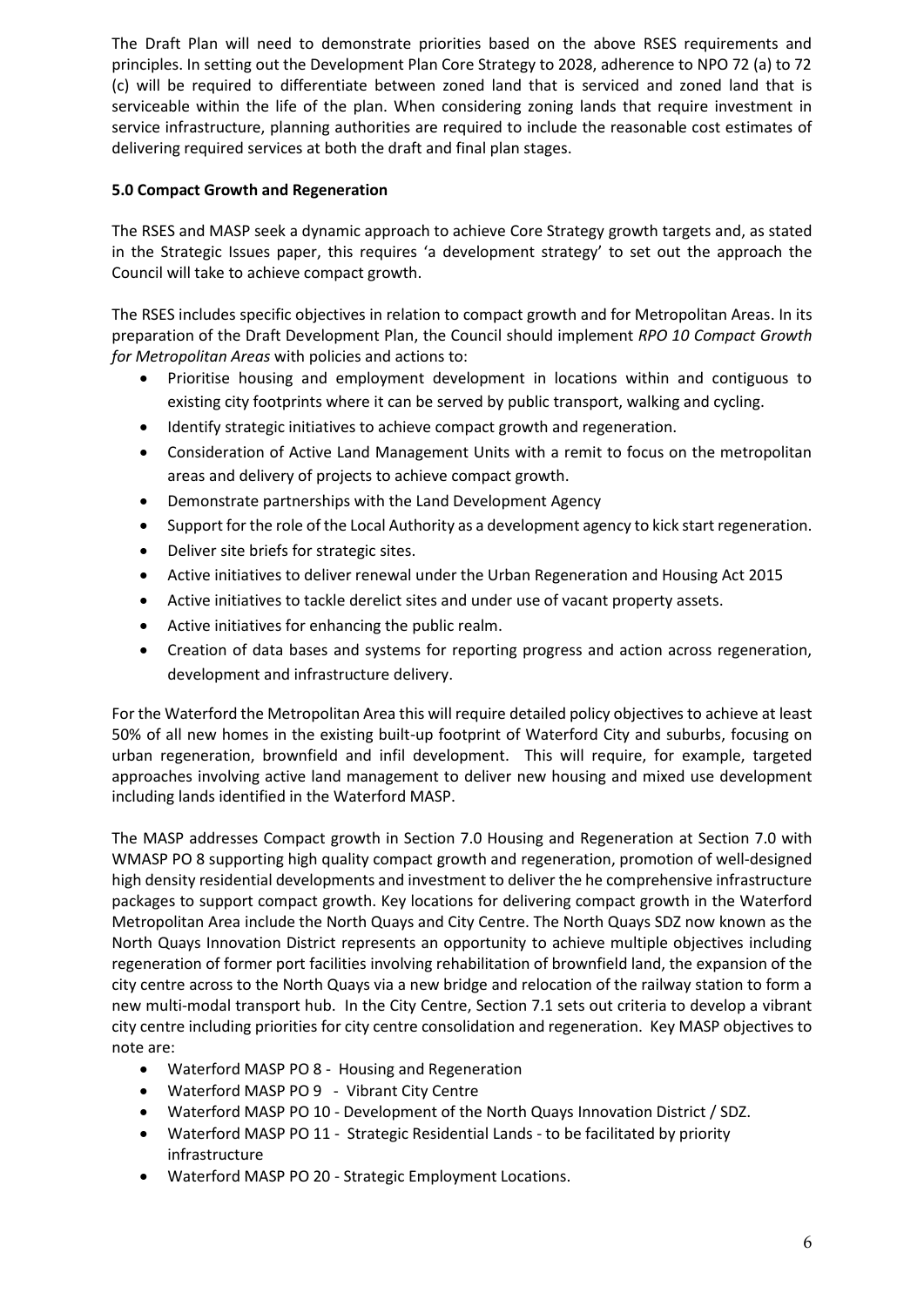The Draft Plan will need to demonstrate priorities based on the above RSES requirements and principles. In setting out the Development Plan Core Strategy to 2028, adherence to NPO 72 (a) to 72 (c) will be required to differentiate between zoned land that is serviced and zoned land that is serviceable within the life of the plan. When considering zoning lands that require investment in service infrastructure, planning authorities are required to include the reasonable cost estimates of delivering required services at both the draft and final plan stages.

## 5.0 Compact Growth and Regeneration

The RSES and MASP seek a dynamic approach to achieve Core Strategy growth targets and, as stated in the Strategic Issues paper, this requires 'a development strategy' to set out the approach the Council will take to achieve compact growth.

The RSES includes specific objectives in relation to compact growth and for Metropolitan Areas. In its preparation of the Draft Development Plan, the Council should implement *RPO 10 Compact Growth for Metropolitan Areas* with policies and actions to:

- Prioritise housing and employment development in locations within and contiguous to existing city footprints where it can be served by public transport, walking and cycling.
- Identify strategic initiatives to achieve compact growth and regeneration.
- Consideration of Active Land Management Units with a remit to focus on the metropolitan areas and delivery of projects to achieve compact growth.
- Demonstrate partnerships with the Land Development Agency
- Support for the role of the Local Authority as a development agency to kick start regeneration.
- Deliver site briefs for strategic sites.
- Active initiatives to deliver renewal under the Urban Regeneration and Housing Act 2015
- Active initiatives to tackle derelict sites and under use of vacant property assets.
- Active initiatives for enhancing the public realm.
- Creation of data bases and systems for reporting progress and action across regeneration, development and infrastructure delivery.

For the Waterford the Metropolitan Area this will require detailed policy objectives to achieve at least 50% of all new homes in the existing built-up footprint of Waterford City and suburbs, focusing on urban regeneration, brownfield and infil development. This will require, for example, targeted approaches involving active land management to deliver new housing and mixed use development including lands identified in the Waterford MASP.

The MASP addresses Compact growth in Section 7.0 Housing and Regeneration at Section 7.0 with WMASP PO 8 supporting high quality compact growth and regeneration, promotion of well-designed high density residential developments and investment to deliver the he comprehensive infrastructure packages to support compact growth. Key locations for delivering compact growth in the Waterford Metropolitan Area include the North Quays and City Centre. The North Quays SDZ now known as the North Quays Innovation District represents an opportunity to achieve multiple objectives including regeneration of former port facilities involving rehabilitation of brownfield land, the expansion of the city centre across to the North Quays via a new bridge and relocation of the railway station to form a new multi-modal transport hub. In the City Centre, Section 7.1 sets out criteria to develop a vibrant city centre including priorities for city centre consolidation and regeneration. Key MASP objectives to note are:

- Waterford MASP PO 8 - Housing and Regeneration
- Waterford MASP PO 9 - Vibrant City Centre
- Waterford MASP PO 10 - Development of the North Quays Innovation District / SDZ.
- Waterford MASP PO 11 - Strategic Residential Lands - to be facilitated by priority infrastructure
- Waterford MASP PO 20 - Strategic Employment Locations.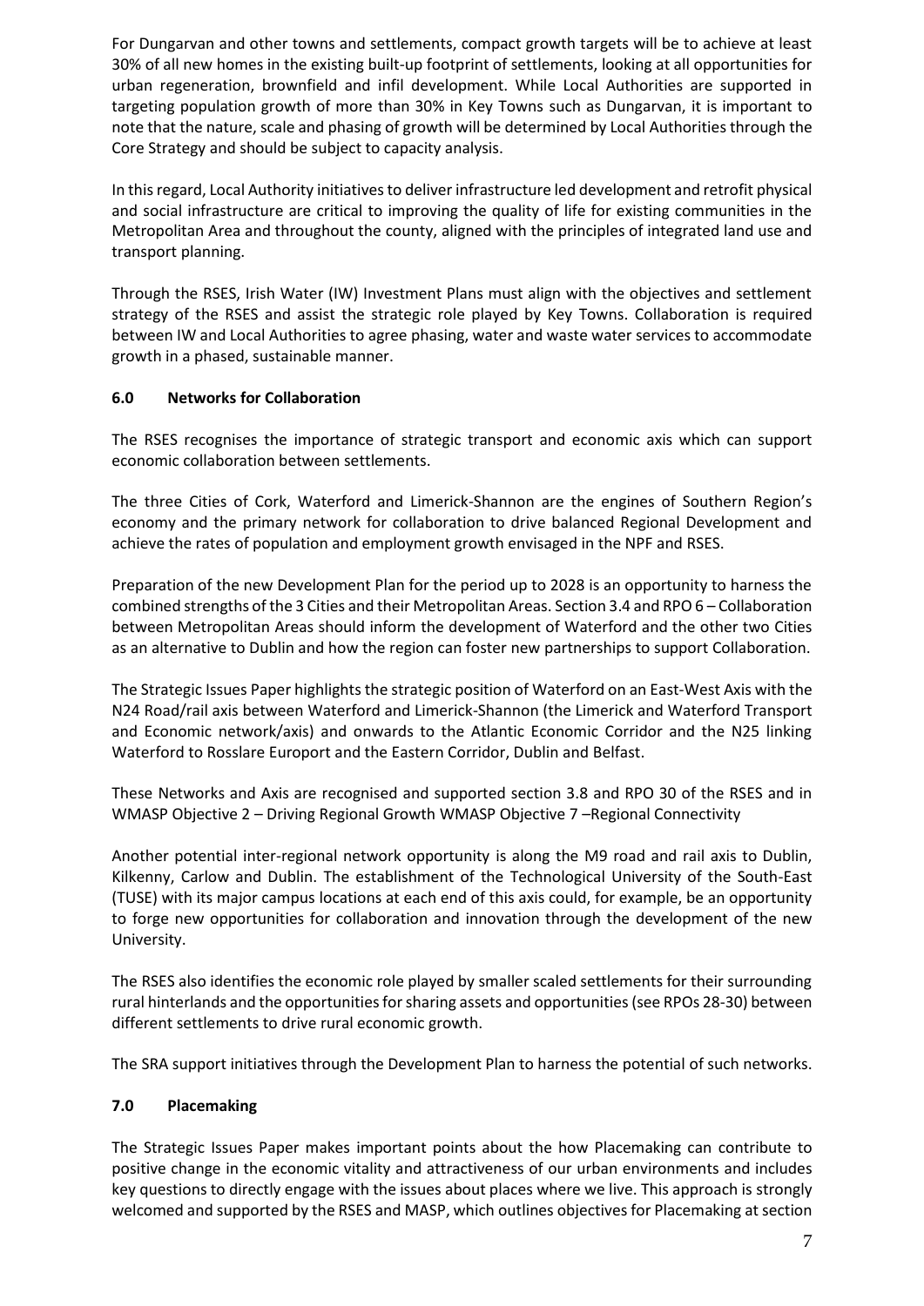For Dungarvan and other towns and settlements, compact growth targets will be to achieve at least 30% of all new homes in the existing built-up footprint of settlements, looking at all opportunities for urban regeneration, brownfield and infil development. While Local Authorities are supported in targeting population growth of more than 30% in Key Towns such as Dungarvan, it is important to note that the nature, scale and phasing of growth will be determined by Local Authorities through the Core Strategy and should be subject to capacity analysis.

In this regard, Local Authority initiatives to deliver infrastructure led development and retrofit physical and social infrastructure are critical to improving the quality of life for existing communities in the Metropolitan Area and throughout the county, aligned with the principles of integrated land use and transport planning.

Through the RSES, Irish Water (IW) Investment Plans must align with the objectives and settlement strategy of the RSES and assist the strategic role played by Key Towns. Collaboration is required between IW and Local Authorities to agree phasing, water and waste water services to accommodate growth in a phased, sustainable manner.

## 6.0 Networks for Collaboration

The RSES recognises the importance of strategic transport and economic axis which can support economic collaboration between settlements.

The three Cities of Cork, Waterford and Limerick-Shannon are the engines of Southern Region's economy and the primary network for collaboration to drive balanced Regional Development and achieve the rates of population and employment growth envisaged in the NPF and RSES.

Preparation of the new Development Plan for the period up to 2028 is an opportunity to harness the combined strengths of the 3 Cities and their Metropolitan Areas. Section 3.4 and RPO 6 – Collaboration between Metropolitan Areas should inform the development of Waterford and the other two Cities as an alternative to Dublin and how the region can foster new partnerships to support Collaboration.

The Strategic Issues Paper highlights the strategic position of Waterford on an East-West Axis with the N24 Road/rail axis between Waterford and Limerick-Shannon (the Limerick and Waterford Transport and Economic network/axis) and onwards to the Atlantic Economic Corridor and the N25 linking Waterford to Rosslare Europort and the Eastern Corridor, Dublin and Belfast.

These Networks and Axis are recognised and supported section 3.8 and RPO 30 of the RSES and in WMASP Objective 2 – Driving Regional Growth WMASP Objective 7 –Regional Connectivity

Another potential inter-regional network opportunity is along the M9 road and rail axis to Dublin, Kilkenny, Carlow and Dublin. The establishment of the Technological University of the South-East (TUSE) with its major campus locations at each end of this axis could, for example, be an opportunity to forge new opportunities for collaboration and innovation through the development of the new University.

The RSES also identifies the economic role played by smaller scaled settlements for their surrounding rural hinterlands and the opportunities for sharing assets and opportunities (see RPOs 28-30) between different settlements to drive rural economic growth.

The SRA support initiatives through the Development Plan to harness the potential of such networks.

## 7.0 Placemaking

The Strategic Issues Paper makes important points about the how Placemaking can contribute to positive change in the economic vitality and attractiveness of our urban environments and includes key questions to directly engage with the issues about places where we live. This approach is strongly welcomed and supported by the RSES and MASP, which outlines objectives for Placemaking at section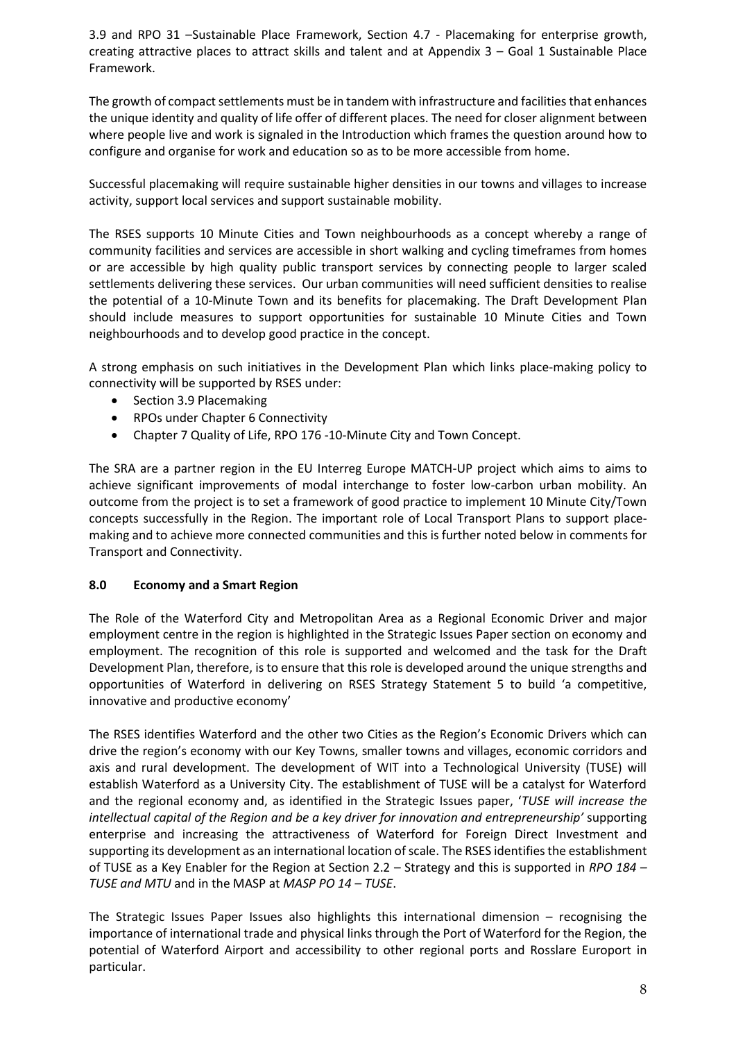3.9 and RPO 31 –Sustainable Place Framework, Section 4.7 - Placemaking for enterprise growth, creating attractive places to attract skills and talent and at Appendix 3 – Goal 1 Sustainable Place Framework.

The growth of compact settlements must be in tandem with infrastructure and facilities that enhances the unique identity and quality of life offer of different places. The need for closer alignment between where people live and work is signaled in the Introduction which frames the question around how to configure and organise for work and education so as to be more accessible from home.

Successful placemaking will require sustainable higher densities in our towns and villages to increase activity, support local services and support sustainable mobility.

The RSES supports 10 Minute Cities and Town neighbourhoods as a concept whereby a range of community facilities and services are accessible in short walking and cycling timeframes from homes or are accessible by high quality public transport services by connecting people to larger scaled settlements delivering these services. Our urban communities will need sufficient densities to realise the potential of a 10-Minute Town and its benefits for placemaking. The Draft Development Plan should include measures to support opportunities for sustainable 10 Minute Cities and Town neighbourhoods and to develop good practice in the concept.

A strong emphasis on such initiatives in the Development Plan which links place-making policy to connectivity will be supported by RSES under:

- Section 3.9 Placemaking
- RPOs under Chapter 6 Connectivity
- Chapter 7 Quality of Life, RPO 176 -10-Minute City and Town Concept.

The SRA are a partner region in the EU Interreg Europe MATCH-UP project which aims to aims to achieve significant improvements of modal interchange to foster low-carbon urban mobility. An outcome from the project is to set a framework of good practice to implement 10 Minute City/Town concepts successfully in the Region. The important role of Local Transport Plans to support place-making and to achieve more connected communities and this is further noted below in comments for Transport and Connectivity.

## 8.0 Economy and a Smart Region

The Role of the Waterford City and Metropolitan Area as a Regional Economic Driver and major employment centre in the region is highlighted in the Strategic Issues Paper section on economy and employment. The recognition of this role is supported and welcomed and the task for the Draft Development Plan, therefore, is to ensure that this role is developed around the unique strengths and opportunities of Waterford in delivering on RSES Strategy Statement 5 to build 'a competitive, innovative and productive economy'

The RSES identifies Waterford and the other two Cities as the Region's Economic Drivers which can drive the region's economy with our Key Towns, smaller towns and villages, economic corridors and axis and rural development. The development of WIT into a Technological University (TUSE) will establish Waterford as a University City. The establishment of TUSE will be a catalyst for Waterford and the regional economy and, as identified in the Strategic Issues paper, '*TUSE will increase the intellectual capital of the Region and be a key driver for innovation and entrepreneurship'* supporting enterprise and increasing the attractiveness of Waterford for Foreign Direct Investment and supporting its development as an international location of scale. The RSES identifies the establishment of TUSE as a Key Enabler for the Region at Section 2.2 – Strategy and this is supported in *RPO 184 – TUSE and MTU* and in the MASP at *MASP PO 14 – TUSE*.

The Strategic Issues Paper Issues also highlights this international dimension – recognising the importance of international trade and physical links through the Port of Waterford for the Region, the potential of Waterford Airport and accessibility to other regional ports and Rosslare Europort in particular.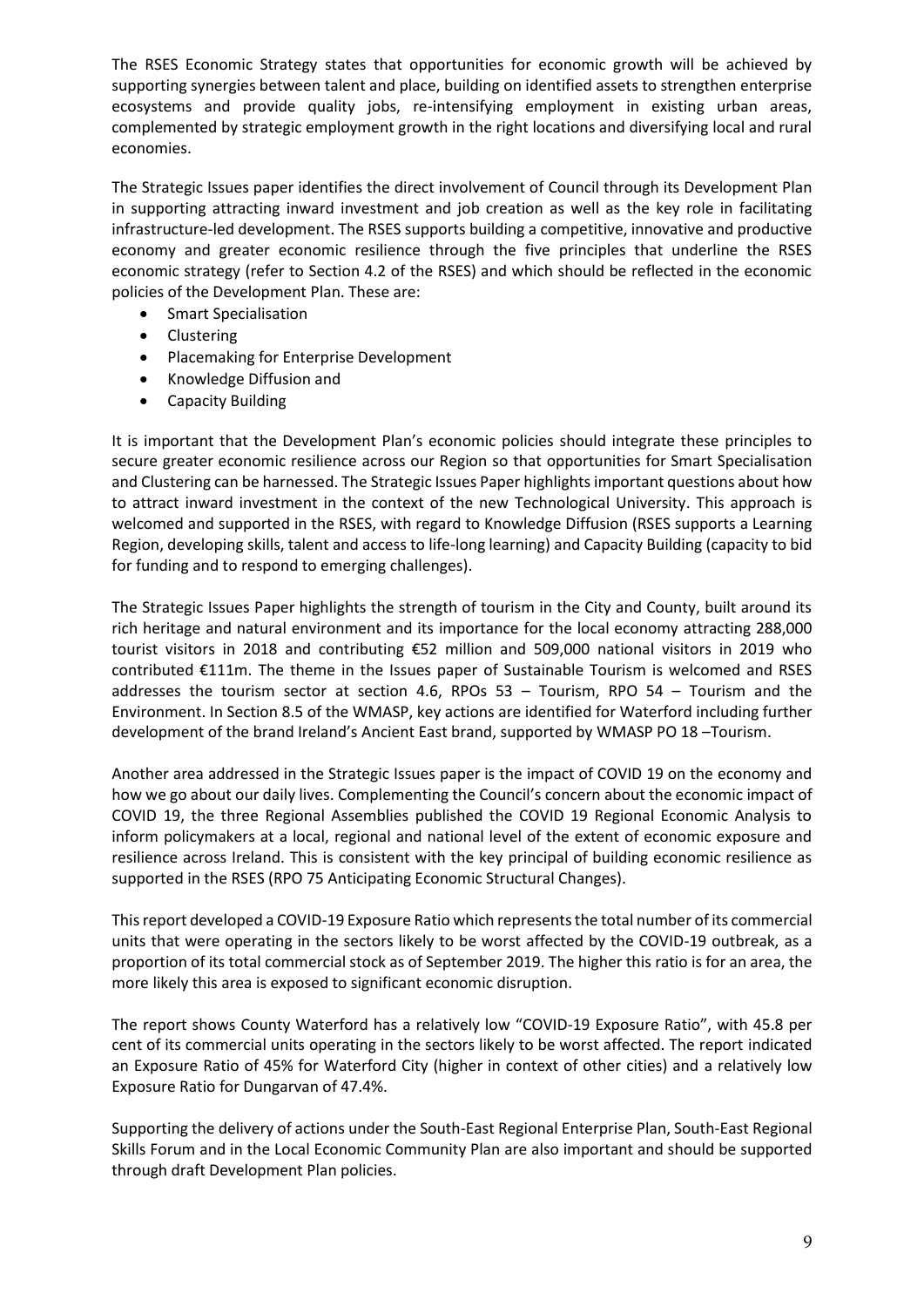The RSES Economic Strategy states that opportunities for economic growth will be achieved by supporting synergies between talent and place, building on identified assets to strengthen enterprise ecosystems and provide quality jobs, re-intensifying employment in existing urban areas, complemented by strategic employment growth in the right locations and diversifying local and rural economies.

The Strategic Issues paper identifies the direct involvement of Council through its Development Plan in supporting attracting inward investment and job creation as well as the key role in facilitating infrastructure-led development. The RSES supports building a competitive, innovative and productive economy and greater economic resilience through the five principles that underline the RSES economic strategy (refer to Section 4.2 of the RSES) and which should be reflected in the economic policies of the Development Plan. These are:

- Smart Specialisation
- Clustering
- Placemaking for Enterprise Development
- Knowledge Diffusion and
- Capacity Building

It is important that the Development Plan's economic policies should integrate these principles to secure greater economic resilience across our Region so that opportunities for Smart Specialisation and Clustering can be harnessed. The Strategic Issues Paper highlights important questions about how to attract inward investment in the context of the new Technological University. This approach is welcomed and supported in the RSES, with regard to Knowledge Diffusion (RSES supports a Learning Region, developing skills, talent and access to life-long learning) and Capacity Building (capacity to bid for funding and to respond to emerging challenges).

The Strategic Issues Paper highlights the strength of tourism in the City and County, built around its rich heritage and natural environment and its importance for the local economy attracting 288,000 tourist visitors in 2018 and contributing €52 million and 509,000 national visitors in 2019 who contributed €111m. The theme in the Issues paper of Sustainable Tourism is welcomed and RSES addresses the tourism sector at section 4.6, RPOs 53 – Tourism, RPO 54 – Tourism and the Environment. In Section 8.5 of the WMASP, key actions are identified for Waterford including further development of the brand Ireland's Ancient East brand, supported by WMASP PO 18 –Tourism.

Another area addressed in the Strategic Issues paper is the impact of COVID 19 on the economy and how we go about our daily lives. Complementing the Council's concern about the economic impact of COVID 19, the three Regional Assemblies published the COVID 19 Regional Economic Analysis to inform policymakers at a local, regional and national level of the extent of economic exposure and resilience across Ireland. This is consistent with the key principal of building economic resilience as supported in the RSES (RPO 75 Anticipating Economic Structural Changes).

This report developed a COVID-19 Exposure Ratio which represents the total number of its commercial units that were operating in the sectors likely to be worst affected by the COVID-19 outbreak, as a proportion of its total commercial stock as of September 2019. The higher this ratio is for an area, the more likely this area is exposed to significant economic disruption.

The report shows County Waterford has a relatively low "COVID-19 Exposure Ratio", with 45.8 per cent of its commercial units operating in the sectors likely to be worst affected. The report indicated an Exposure Ratio of 45% for Waterford City (higher in context of other cities) and a relatively low Exposure Ratio for Dungarvan of 47.4%.

Supporting the delivery of actions under the South-East Regional Enterprise Plan, South-East Regional Skills Forum and in the Local Economic Community Plan are also important and should be supported through draft Development Plan policies.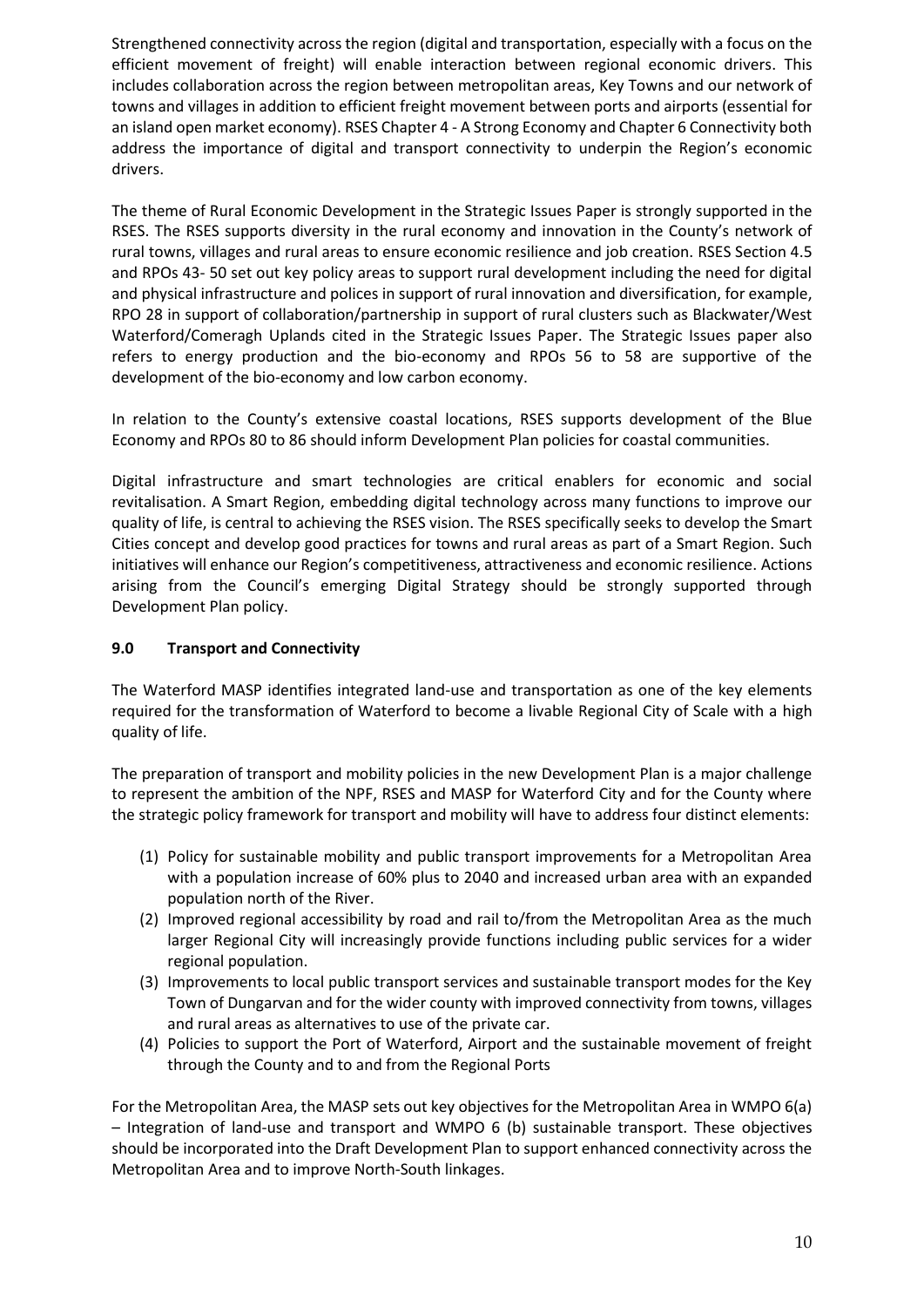Strengthened connectivity across the region (digital and transportation, especially with a focus on the efficient movement of freight) will enable interaction between regional economic drivers. This includes collaboration across the region between metropolitan areas, Key Towns and our network of towns and villages in addition to efficient freight movement between ports and airports (essential for an island open market economy). RSES Chapter 4 - A Strong Economy and Chapter 6 Connectivity both address the importance of digital and transport connectivity to underpin the Region's economic drivers.

The theme of Rural Economic Development in the Strategic Issues Paper is strongly supported in the RSES. The RSES supports diversity in the rural economy and innovation in the County's network of rural towns, villages and rural areas to ensure economic resilience and job creation. RSES Section 4.5 and RPOs 43- 50 set out key policy areas to support rural development including the need for digital and physical infrastructure and polices in support of rural innovation and diversification, for example, RPO 28 in support of collaboration/partnership in support of rural clusters such as Blackwater/West Waterford/Comeragh Uplands cited in the Strategic Issues Paper. The Strategic Issues paper also refers to energy production and the bio-economy and RPOs 56 to 58 are supportive of the development of the bio-economy and low carbon economy.

In relation to the County's extensive coastal locations, RSES supports development of the Blue Economy and RPOs 80 to 86 should inform Development Plan policies for coastal communities.

Digital infrastructure and smart technologies are critical enablers for economic and social revitalisation. A Smart Region, embedding digital technology across many functions to improve our quality of life, is central to achieving the RSES vision. The RSES specifically seeks to develop the Smart Cities concept and develop good practices for towns and rural areas as part of a Smart Region. Such initiatives will enhance our Region's competitiveness, attractiveness and economic resilience. Actions arising from the Council's emerging Digital Strategy should be strongly supported through Development Plan policy.

## 9.0 Transport and Connectivity

The Waterford MASP identifies integrated land-use and transportation as one of the key elements required for the transformation of Waterford to become a livable Regional City of Scale with a high quality of life.

The preparation of transport and mobility policies in the new Development Plan is a major challenge to represent the ambition of the NPF, RSES and MASP for Waterford City and for the County where the strategic policy framework for transport and mobility will have to address four distinct elements:

(1) Policy for sustainable mobility and public transport improvements for a Metropolitan Area with a population increase of 60% plus to 2040 and increased urban area with an expanded population north of the River.
(2) Improved regional accessibility by road and rail to/from the Metropolitan Area as the much larger Regional City will increasingly provide functions including public services for a wider regional population.
(3) Improvements to local public transport services and sustainable transport modes for the Key Town of Dungarvan and for the wider county with improved connectivity from towns, villages and rural areas as alternatives to use of the private car.
(4) Policies to support the Port of Waterford, Airport and the sustainable movement of freight through the County and to and from the Regional Ports

For the Metropolitan Area, the MASP sets out key objectives for the Metropolitan Area in WMPO 6(a) – Integration of land-use and transport and WMPO 6 (b) sustainable transport. These objectives should be incorporated into the Draft Development Plan to support enhanced connectivity across the Metropolitan Area and to improve North-South linkages.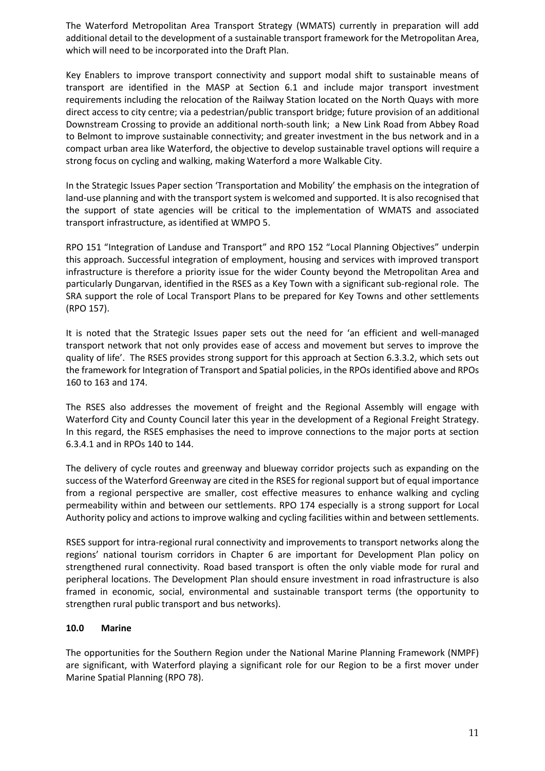The Waterford Metropolitan Area Transport Strategy (WMATS) currently in preparation will add additional detail to the development of a sustainable transport framework for the Metropolitan Area, which will need to be incorporated into the Draft Plan.

Key Enablers to improve transport connectivity and support modal shift to sustainable means of transport are identified in the MASP at Section 6.1 and include major transport investment requirements including the relocation of the Railway Station located on the North Quays with more direct access to city centre; via a pedestrian/public transport bridge; future provision of an additional Downstream Crossing to provide an additional north-south link; a New Link Road from Abbey Road to Belmont to improve sustainable connectivity; and greater investment in the bus network and in a compact urban area like Waterford, the objective to develop sustainable travel options will require a strong focus on cycling and walking, making Waterford a more Walkable City.

In the Strategic Issues Paper section 'Transportation and Mobility' the emphasis on the integration of land-use planning and with the transport system is welcomed and supported. It is also recognised that the support of state agencies will be critical to the implementation of WMATS and associated transport infrastructure, as identified at WMPO 5.

RPO 151 "Integration of Landuse and Transport" and RPO 152 "Local Planning Objectives" underpin this approach. Successful integration of employment, housing and services with improved transport infrastructure is therefore a priority issue for the wider County beyond the Metropolitan Area and particularly Dungarvan, identified in the RSES as a Key Town with a significant sub-regional role. The SRA support the role of Local Transport Plans to be prepared for Key Towns and other settlements (RPO 157).

It is noted that the Strategic Issues paper sets out the need for 'an efficient and well-managed transport network that not only provides ease of access and movement but serves to improve the quality of life'. The RSES provides strong support for this approach at Section 6.3.3.2, which sets out the framework for Integration of Transport and Spatial policies, in the RPOs identified above and RPOs 160 to 163 and 174.

The RSES also addresses the movement of freight and the Regional Assembly will engage with Waterford City and County Council later this year in the development of a Regional Freight Strategy. In this regard, the RSES emphasises the need to improve connections to the major ports at section 6.3.4.1 and in RPOs 140 to 144.

The delivery of cycle routes and greenway and blueway corridor projects such as expanding on the success of the Waterford Greenway are cited in the RSES for regional support but of equal importance from a regional perspective are smaller, cost effective measures to enhance walking and cycling permeability within and between our settlements. RPO 174 especially is a strong support for Local Authority policy and actions to improve walking and cycling facilities within and between settlements.

RSES support for intra-regional rural connectivity and improvements to transport networks along the regions' national tourism corridors in Chapter 6 are important for Development Plan policy on strengthened rural connectivity. Road based transport is often the only viable mode for rural and peripheral locations. The Development Plan should ensure investment in road infrastructure is also framed in economic, social, environmental and sustainable transport terms (the opportunity to strengthen rural public transport and bus networks).

## 10.0 Marine

The opportunities for the Southern Region under the National Marine Planning Framework (NMPF) are significant, with Waterford playing a significant role for our Region to be a first mover under Marine Spatial Planning (RPO 78).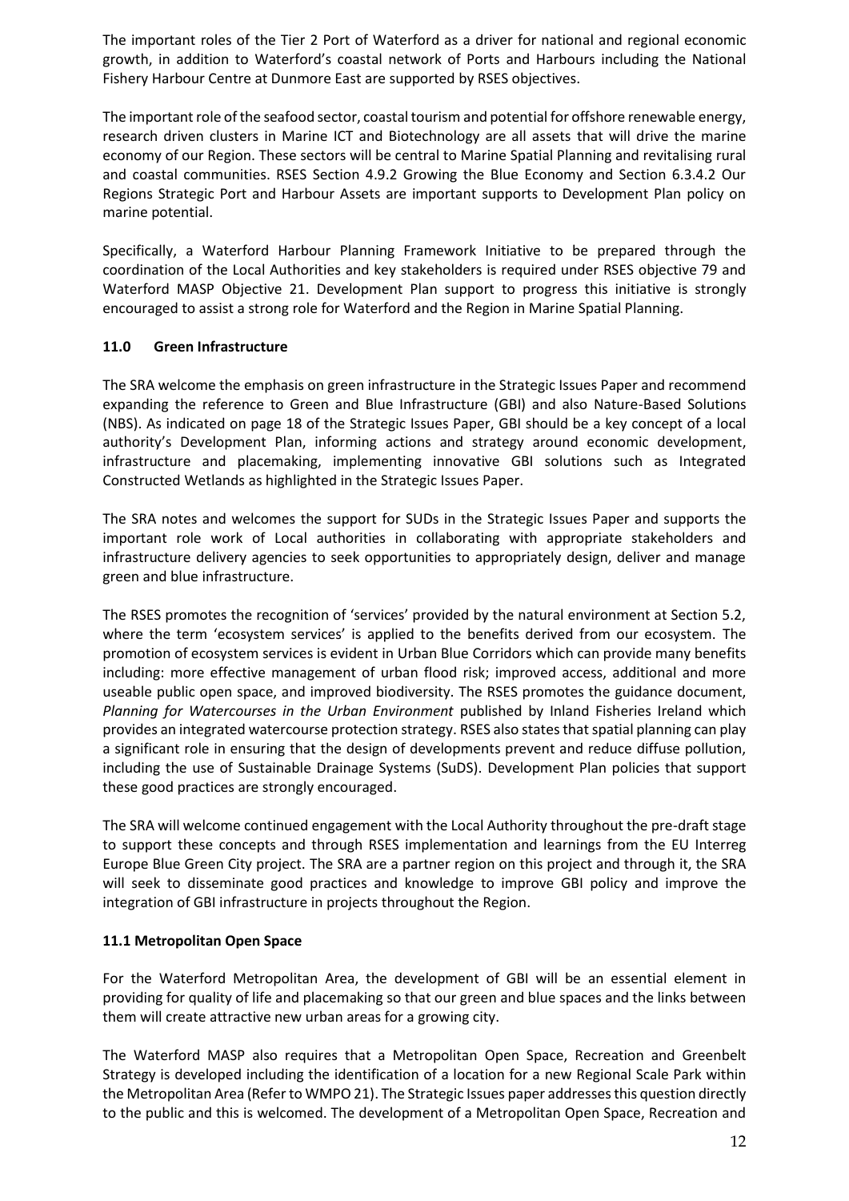The important roles of the Tier 2 Port of Waterford as a driver for national and regional economic growth, in addition to Waterford's coastal network of Ports and Harbours including the National Fishery Harbour Centre at Dunmore East are supported by RSES objectives.

The important role of the seafood sector, coastal tourism and potential for offshore renewable energy, research driven clusters in Marine ICT and Biotechnology are all assets that will drive the marine economy of our Region. These sectors will be central to Marine Spatial Planning and revitalising rural and coastal communities. RSES Section 4.9.2 Growing the Blue Economy and Section 6.3.4.2 Our Regions Strategic Port and Harbour Assets are important supports to Development Plan policy on marine potential.

Specifically, a Waterford Harbour Planning Framework Initiative to be prepared through the coordination of the Local Authorities and key stakeholders is required under RSES objective 79 and Waterford MASP Objective 21. Development Plan support to progress this initiative is strongly encouraged to assist a strong role for Waterford and the Region in Marine Spatial Planning.

## 11.0 Green Infrastructure

The SRA welcome the emphasis on green infrastructure in the Strategic Issues Paper and recommend expanding the reference to Green and Blue Infrastructure (GBI) and also Nature-Based Solutions (NBS). As indicated on page 18 of the Strategic Issues Paper, GBI should be a key concept of a local authority's Development Plan, informing actions and strategy around economic development, infrastructure and placemaking, implementing innovative GBI solutions such as Integrated Constructed Wetlands as highlighted in the Strategic Issues Paper.

The SRA notes and welcomes the support for SUDs in the Strategic Issues Paper and supports the important role work of Local authorities in collaborating with appropriate stakeholders and infrastructure delivery agencies to seek opportunities to appropriately design, deliver and manage green and blue infrastructure.

The RSES promotes the recognition of 'services' provided by the natural environment at Section 5.2, where the term 'ecosystem services' is applied to the benefits derived from our ecosystem. The promotion of ecosystem services is evident in Urban Blue Corridors which can provide many benefits including: more effective management of urban flood risk; improved access, additional and more useable public open space, and improved biodiversity. The RSES promotes the guidance document, *Planning for Watercourses in the Urban Environment* published by Inland Fisheries Ireland which provides an integrated watercourse protection strategy. RSES also states that spatial planning can play a significant role in ensuring that the design of developments prevent and reduce diffuse pollution, including the use of Sustainable Drainage Systems (SuDS). Development Plan policies that support these good practices are strongly encouraged.

The SRA will welcome continued engagement with the Local Authority throughout the pre-draft stage to support these concepts and through RSES implementation and learnings from the EU Interreg Europe Blue Green City project. The SRA are a partner region on this project and through it, the SRA will seek to disseminate good practices and knowledge to improve GBI policy and improve the integration of GBI infrastructure in projects throughout the Region.

### 11.1 Metropolitan Open Space

For the Waterford Metropolitan Area, the development of GBI will be an essential element in providing for quality of life and placemaking so that our green and blue spaces and the links between them will create attractive new urban areas for a growing city.

The Waterford MASP also requires that a Metropolitan Open Space, Recreation and Greenbelt Strategy is developed including the identification of a location for a new Regional Scale Park within the Metropolitan Area (Refer to WMPO 21). The Strategic Issues paper addresses this question directly to the public and this is welcomed. The development of a Metropolitan Open Space, Recreation and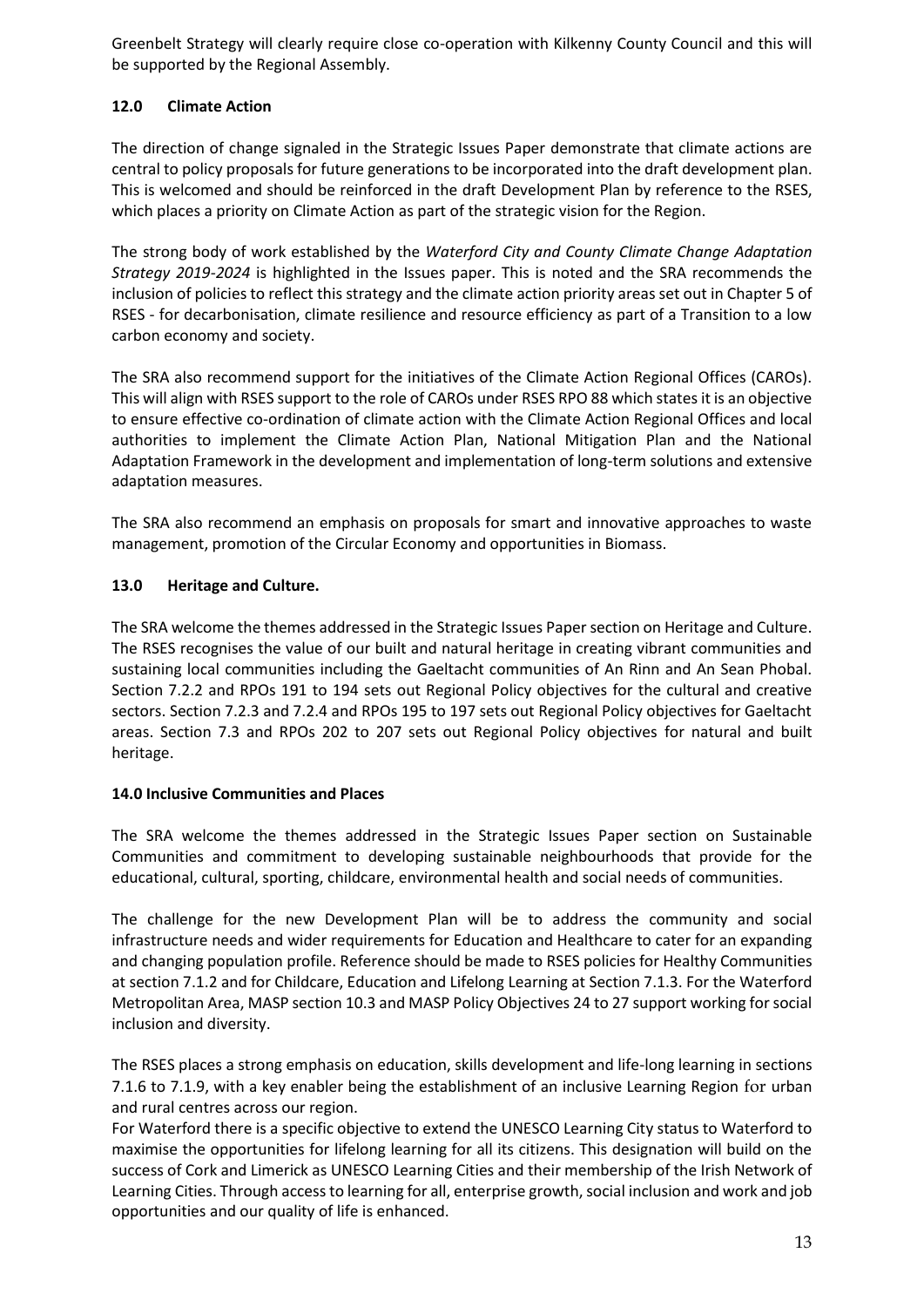Greenbelt Strategy will clearly require close co-operation with Kilkenny County Council and this will be supported by the Regional Assembly.

## 12.0 Climate Action

The direction of change signaled in the Strategic Issues Paper demonstrate that climate actions are central to policy proposals for future generations to be incorporated into the draft development plan. This is welcomed and should be reinforced in the draft Development Plan by reference to the RSES, which places a priority on Climate Action as part of the strategic vision for the Region.

The strong body of work established by the *Waterford City and County Climate Change Adaptation Strategy 2019-2024* is highlighted in the Issues paper. This is noted and the SRA recommends the inclusion of policies to reflect this strategy and the climate action priority areas set out in Chapter 5 of RSES - for decarbonisation, climate resilience and resource efficiency as part of a Transition to a low carbon economy and society.

The SRA also recommend support for the initiatives of the Climate Action Regional Offices (CAROs). This will align with RSES support to the role of CAROs under RSES RPO 88 which states it is an objective to ensure effective co-ordination of climate action with the Climate Action Regional Offices and local authorities to implement the Climate Action Plan, National Mitigation Plan and the National Adaptation Framework in the development and implementation of long-term solutions and extensive adaptation measures.

The SRA also recommend an emphasis on proposals for smart and innovative approaches to waste management, promotion of the Circular Economy and opportunities in Biomass.

## 13.0 Heritage and Culture.

The SRA welcome the themes addressed in the Strategic Issues Paper section on Heritage and Culture. The RSES recognises the value of our built and natural heritage in creating vibrant communities and sustaining local communities including the Gaeltacht communities of An Rinn and An Sean Phobal. Section 7.2.2 and RPOs 191 to 194 sets out Regional Policy objectives for the cultural and creative sectors. Section 7.2.3 and 7.2.4 and RPOs 195 to 197 sets out Regional Policy objectives for Gaeltacht areas. Section 7.3 and RPOs 202 to 207 sets out Regional Policy objectives for natural and built heritage.

## 14.0 Inclusive Communities and Places

The SRA welcome the themes addressed in the Strategic Issues Paper section on Sustainable Communities and commitment to developing sustainable neighbourhoods that provide for the educational, cultural, sporting, childcare, environmental health and social needs of communities.

The challenge for the new Development Plan will be to address the community and social infrastructure needs and wider requirements for Education and Healthcare to cater for an expanding and changing population profile. Reference should be made to RSES policies for Healthy Communities at section 7.1.2 and for Childcare, Education and Lifelong Learning at Section 7.1.3. For the Waterford Metropolitan Area, MASP section 10.3 and MASP Policy Objectives 24 to 27 support working for social inclusion and diversity.

The RSES places a strong emphasis on education, skills development and life-long learning in sections 7.1.6 to 7.1.9, with a key enabler being the establishment of an inclusive Learning Region for urban and rural centres across our region.

For Waterford there is a specific objective to extend the UNESCO Learning City status to Waterford to maximise the opportunities for lifelong learning for all its citizens. This designation will build on the success of Cork and Limerick as UNESCO Learning Cities and their membership of the Irish Network of Learning Cities. Through access to learning for all, enterprise growth, social inclusion and work and job opportunities and our quality of life is enhanced.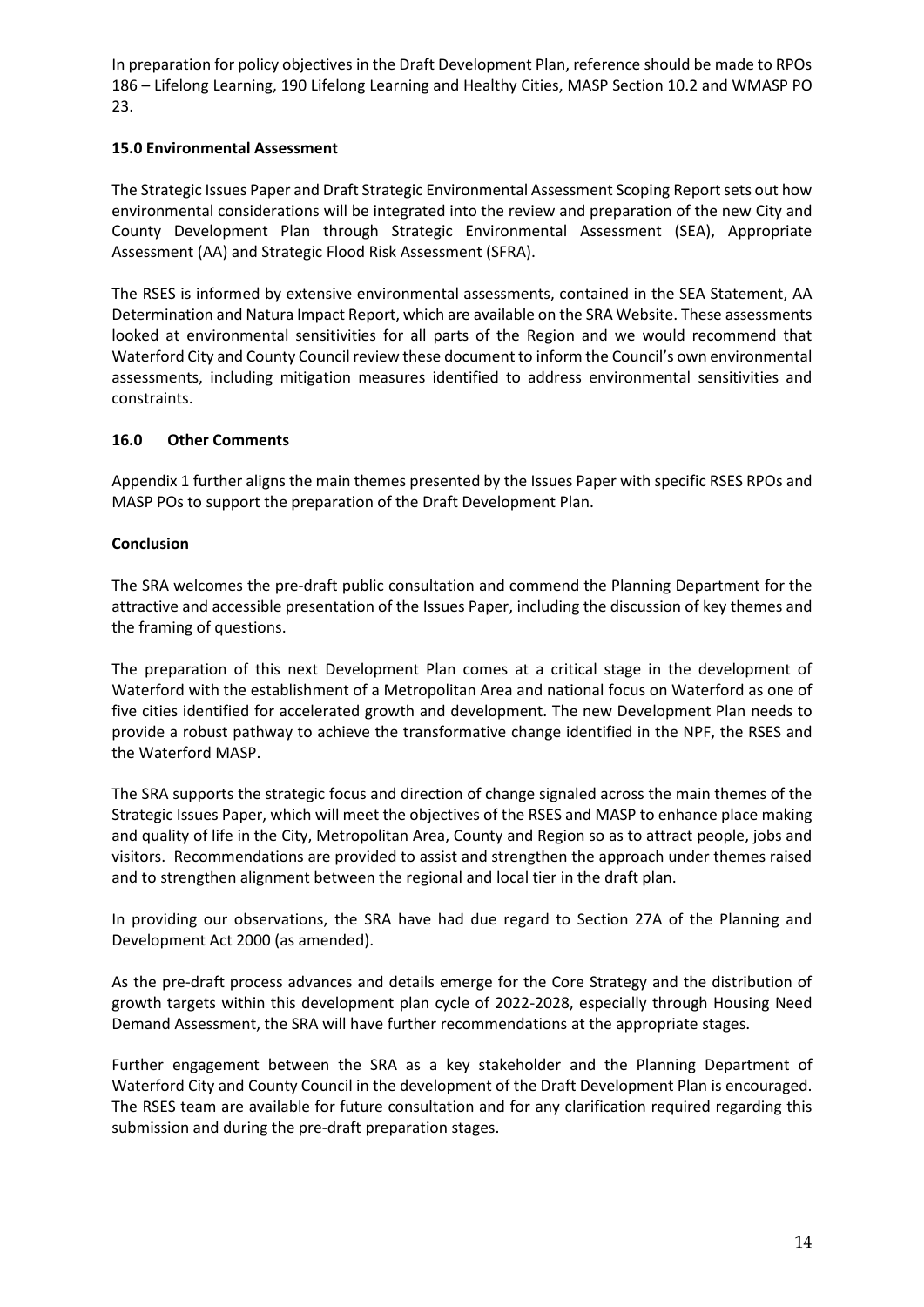In preparation for policy objectives in the Draft Development Plan, reference should be made to RPOs 186 – Lifelong Learning, 190 Lifelong Learning and Healthy Cities, MASP Section 10.2 and WMASP PO 23.

## 15.0 Environmental Assessment

The Strategic Issues Paper and Draft Strategic Environmental Assessment Scoping Report sets out how environmental considerations will be integrated into the review and preparation of the new City and County Development Plan through Strategic Environmental Assessment (SEA), Appropriate Assessment (AA) and Strategic Flood Risk Assessment (SFRA).

The RSES is informed by extensive environmental assessments, contained in the SEA Statement, AA Determination and Natura Impact Report, which are available on the SRA Website. These assessments looked at environmental sensitivities for all parts of the Region and we would recommend that Waterford City and County Council review these document to inform the Council's own environmental assessments, including mitigation measures identified to address environmental sensitivities and constraints.

## 16.0 Other Comments

Appendix 1 further aligns the main themes presented by the Issues Paper with specific RSES RPOs and MASP POs to support the preparation of the Draft Development Plan.

## Conclusion

The SRA welcomes the pre-draft public consultation and commend the Planning Department for the attractive and accessible presentation of the Issues Paper, including the discussion of key themes and the framing of questions.

The preparation of this next Development Plan comes at a critical stage in the development of Waterford with the establishment of a Metropolitan Area and national focus on Waterford as one of five cities identified for accelerated growth and development. The new Development Plan needs to provide a robust pathway to achieve the transformative change identified in the NPF, the RSES and the Waterford MASP.

The SRA supports the strategic focus and direction of change signaled across the main themes of the Strategic Issues Paper, which will meet the objectives of the RSES and MASP to enhance place making and quality of life in the City, Metropolitan Area, County and Region so as to attract people, jobs and visitors. Recommendations are provided to assist and strengthen the approach under themes raised and to strengthen alignment between the regional and local tier in the draft plan.

In providing our observations, the SRA have had due regard to Section 27A of the Planning and Development Act 2000 (as amended).

As the pre-draft process advances and details emerge for the Core Strategy and the distribution of growth targets within this development plan cycle of 2022-2028, especially through Housing Need Demand Assessment, the SRA will have further recommendations at the appropriate stages.

Further engagement between the SRA as a key stakeholder and the Planning Department of Waterford City and County Council in the development of the Draft Development Plan is encouraged. The RSES team are available for future consultation and for any clarification required regarding this submission and during the pre-draft preparation stages.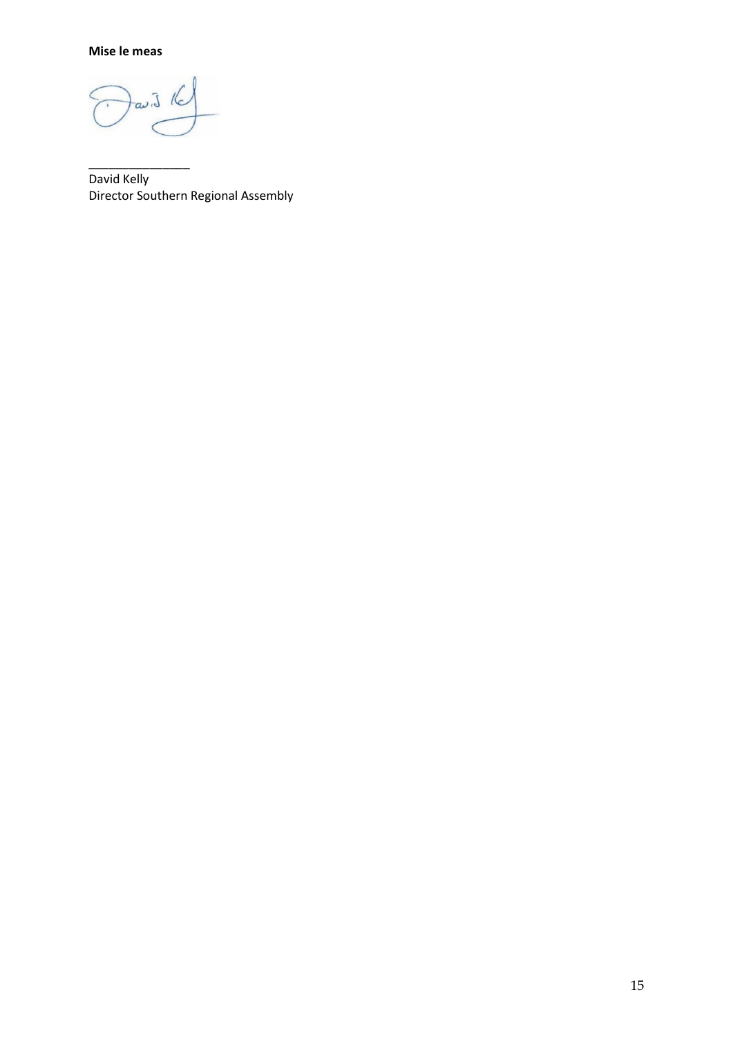**Mise le meas**

\_\_\_\_\_\_\_\_\_\_\_\_\_\_\_\_

David Kelly
Director Southern Regional Assembly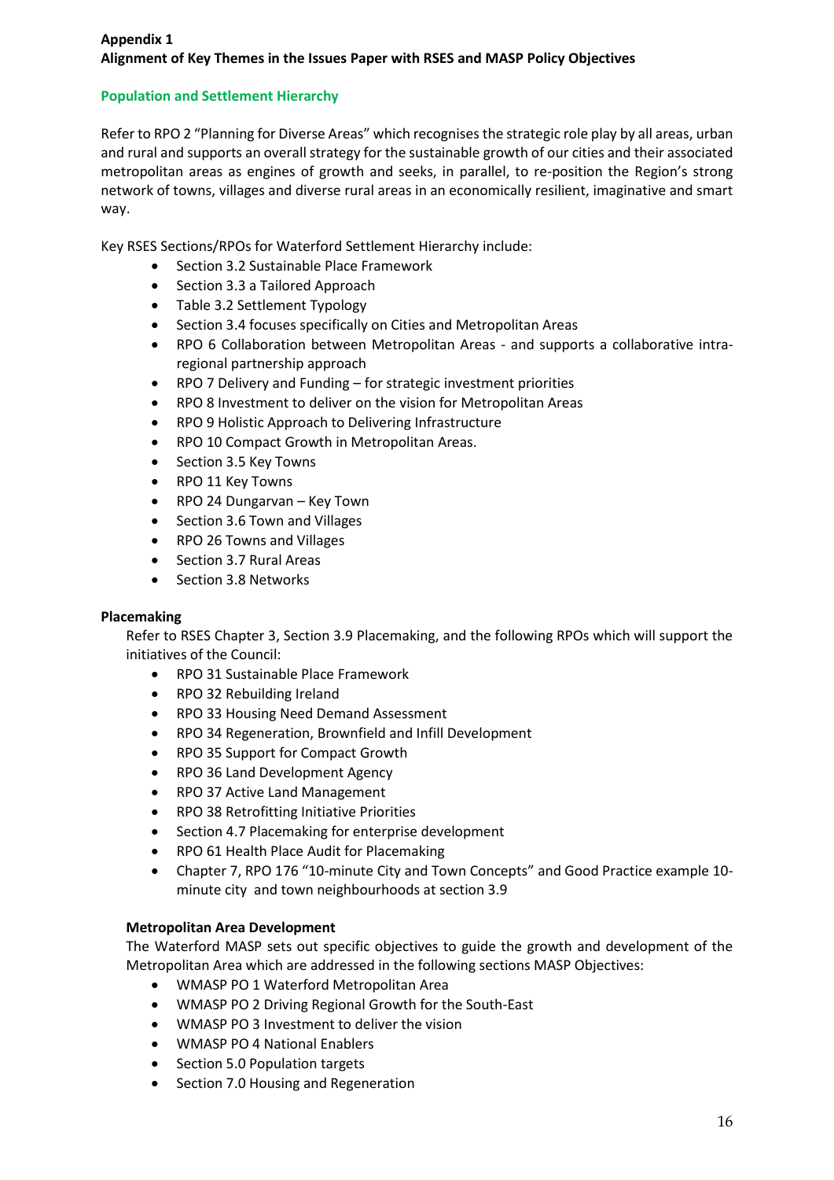**Appendix 1**
**Alignment of Key Themes in the Issues Paper with RSES and MASP Policy Objectives**

**Population and Settlement Hierarchy**

Refer to RPO 2 "Planning for Diverse Areas" which recognises the strategic role play by all areas, urban and rural and supports an overall strategy for the sustainable growth of our cities and their associated metropolitan areas as engines of growth and seeks, in parallel, to re-position the Region's strong network of towns, villages and diverse rural areas in an economically resilient, imaginative and smart way.

Key RSES Sections/RPOs for Waterford Settlement Hierarchy include:

- Section 3.2 Sustainable Place Framework
- Section 3.3 a Tailored Approach
- Table 3.2 Settlement Typology
- Section 3.4 focuses specifically on Cities and Metropolitan Areas
- RPO 6 Collaboration between Metropolitan Areas - and supports a collaborative intra-regional partnership approach
- RPO 7 Delivery and Funding – for strategic investment priorities
- RPO 8 Investment to deliver on the vision for Metropolitan Areas
- RPO 9 Holistic Approach to Delivering Infrastructure
- RPO 10 Compact Growth in Metropolitan Areas.
- Section 3.5 Key Towns
- RPO 11 Key Towns
- RPO 24 Dungarvan – Key Town
- Section 3.6 Town and Villages
- RPO 26 Towns and Villages
- Section 3.7 Rural Areas
- Section 3.8 Networks

**Placemaking**

Refer to RSES Chapter 3, Section 3.9 Placemaking, and the following RPOs which will support the initiatives of the Council:

- RPO 31 Sustainable Place Framework
- RPO 32 Rebuilding Ireland
- RPO 33 Housing Need Demand Assessment
- RPO 34 Regeneration, Brownfield and Infill Development
- RPO 35 Support for Compact Growth
- RPO 36 Land Development Agency
- RPO 37 Active Land Management
- RPO 38 Retrofitting Initiative Priorities
- Section 4.7 Placemaking for enterprise development
- RPO 61 Health Place Audit for Placemaking
- Chapter 7, RPO 176 "10-minute City and Town Concepts" and Good Practice example 10-minute city and town neighbourhoods at section 3.9

**Metropolitan Area Development**

The Waterford MASP sets out specific objectives to guide the growth and development of the Metropolitan Area which are addressed in the following sections MASP Objectives:

- WMASP PO 1 Waterford Metropolitan Area
- WMASP PO 2 Driving Regional Growth for the South-East
- WMASP PO 3 Investment to deliver the vision
- WMASP PO 4 National Enablers
- Section 5.0 Population targets
- Section 7.0 Housing and Regeneration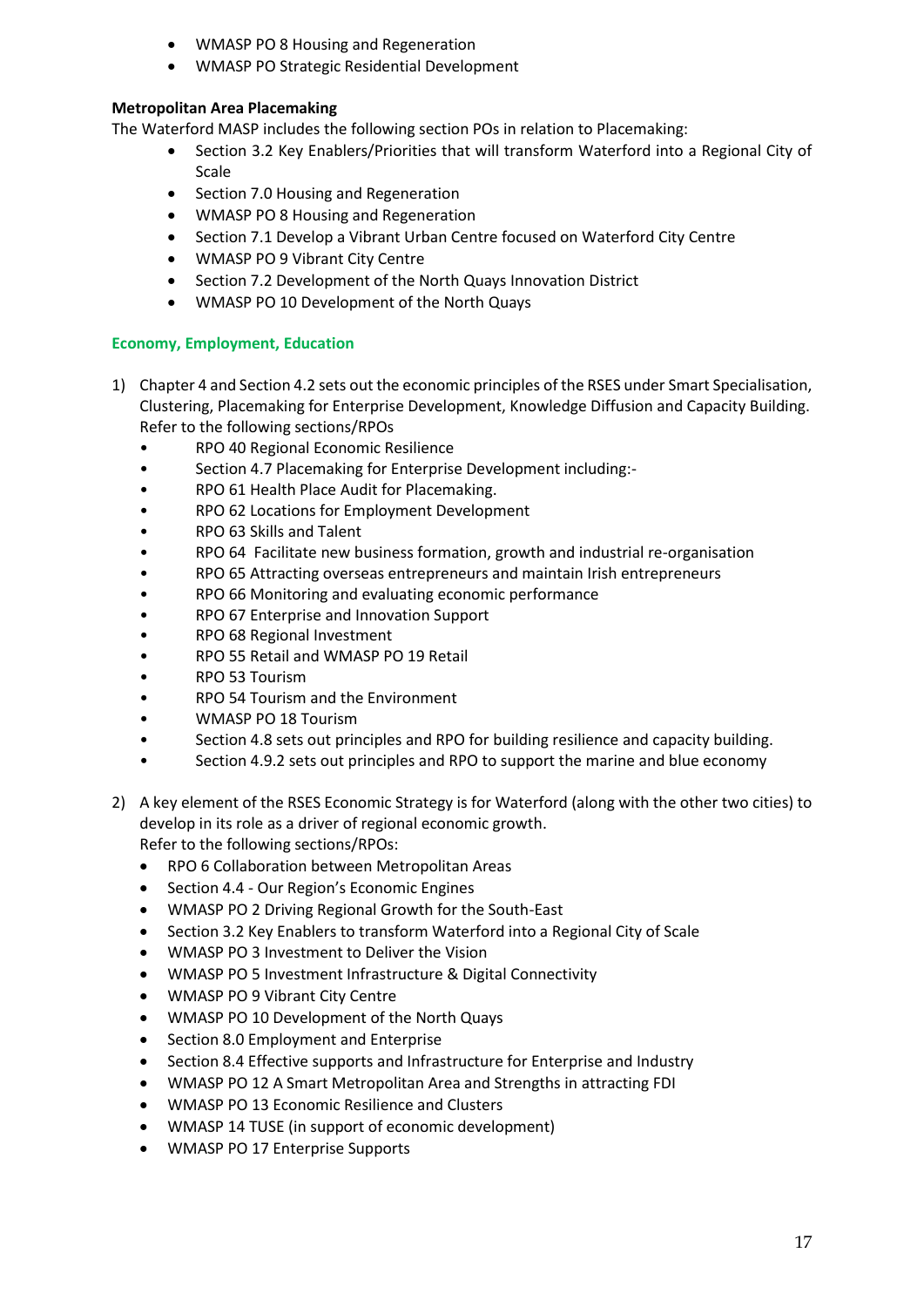- WMASP PO 8 Housing and Regeneration
- WMASP PO Strategic Residential Development

**Metropolitan Area Placemaking**

The Waterford MASP includes the following section POs in relation to Placemaking:

- Section 3.2 Key Enablers/Priorities that will transform Waterford into a Regional City of Scale
- Section 7.0 Housing and Regeneration
- WMASP PO 8 Housing and Regeneration
- Section 7.1 Develop a Vibrant Urban Centre focused on Waterford City Centre
- WMASP PO 9 Vibrant City Centre
- Section 7.2 Development of the North Quays Innovation District
- WMASP PO 10 Development of the North Quays

**Economy, Employment, Education**

1) Chapter 4 and Section 4.2 sets out the economic principles of the RSES under Smart Specialisation, Clustering, Placemaking for Enterprise Development, Knowledge Diffusion and Capacity Building. Refer to the following sections/RPOs
   - RPO 40 Regional Economic Resilience
   - Section 4.7 Placemaking for Enterprise Development including:-
   - RPO 61 Health Place Audit for Placemaking.
   - RPO 62 Locations for Employment Development
   - RPO 63 Skills and Talent
   - RPO 64 Facilitate new business formation, growth and industrial re-organisation
   - RPO 65 Attracting overseas entrepreneurs and maintain Irish entrepreneurs
   - RPO 66 Monitoring and evaluating economic performance
   - RPO 67 Enterprise and Innovation Support
   - RPO 68 Regional Investment
   - RPO 55 Retail and WMASP PO 19 Retail
   - RPO 53 Tourism
   - RPO 54 Tourism and the Environment
   - WMASP PO 18 Tourism
   - Section 4.8 sets out principles and RPO for building resilience and capacity building.
   - Section 4.9.2 sets out principles and RPO to support the marine and blue economy

2) A key element of the RSES Economic Strategy is for Waterford (along with the other two cities) to develop in its role as a driver of regional economic growth.
   Refer to the following sections/RPOs:
   - RPO 6 Collaboration between Metropolitan Areas
   - Section 4.4 - Our Region's Economic Engines
   - WMASP PO 2 Driving Regional Growth for the South-East
   - Section 3.2 Key Enablers to transform Waterford into a Regional City of Scale
   - WMASP PO 3 Investment to Deliver the Vision
   - WMASP PO 5 Investment Infrastructure & Digital Connectivity
   - WMASP PO 9 Vibrant City Centre
   - WMASP PO 10 Development of the North Quays
   - Section 8.0 Employment and Enterprise
   - Section 8.4 Effective supports and Infrastructure for Enterprise and Industry
   - WMASP PO 12 A Smart Metropolitan Area and Strengths in attracting FDI
   - WMASP PO 13 Economic Resilience and Clusters
   - WMASP 14 TUSE (in support of economic development)
   - WMASP PO 17 Enterprise Supports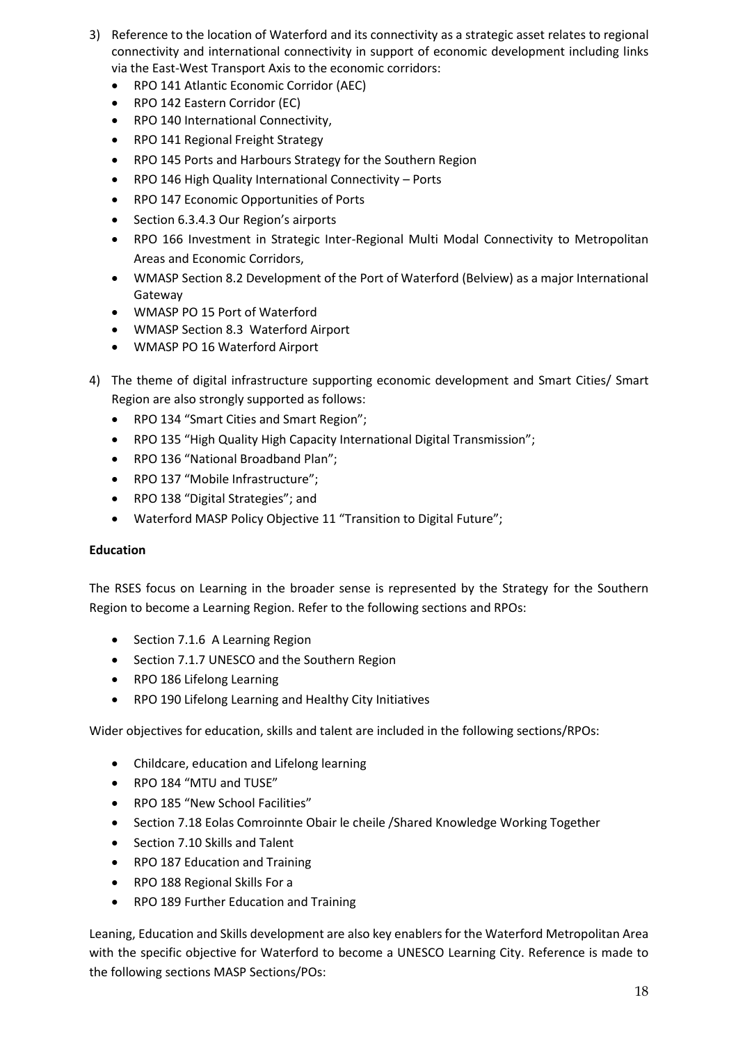3) Reference to the location of Waterford and its connectivity as a strategic asset relates to regional connectivity and international connectivity in support of economic development including links via the East-West Transport Axis to the economic corridors:
   - RPO 141 Atlantic Economic Corridor (AEC)
   - RPO 142 Eastern Corridor (EC)
   - RPO 140 International Connectivity,
   - RPO 141 Regional Freight Strategy
   - RPO 145 Ports and Harbours Strategy for the Southern Region
   - RPO 146 High Quality International Connectivity – Ports
   - RPO 147 Economic Opportunities of Ports
   - Section 6.3.4.3 Our Region's airports
   - RPO 166 Investment in Strategic Inter-Regional Multi Modal Connectivity to Metropolitan Areas and Economic Corridors,
   - WMASP Section 8.2 Development of the Port of Waterford (Belview) as a major International Gateway
   - WMASP PO 15 Port of Waterford
   - WMASP Section 8.3 Waterford Airport
   - WMASP PO 16 Waterford Airport

4) The theme of digital infrastructure supporting economic development and Smart Cities/ Smart Region are also strongly supported as follows:
   - RPO 134 "Smart Cities and Smart Region";
   - RPO 135 "High Quality High Capacity International Digital Transmission";
   - RPO 136 "National Broadband Plan";
   - RPO 137 "Mobile Infrastructure";
   - RPO 138 "Digital Strategies"; and
   - Waterford MASP Policy Objective 11 "Transition to Digital Future";

**Education**

The RSES focus on Learning in the broader sense is represented by the Strategy for the Southern Region to become a Learning Region. Refer to the following sections and RPOs:

- Section 7.1.6 A Learning Region
- Section 7.1.7 UNESCO and the Southern Region
- RPO 186 Lifelong Learning
- RPO 190 Lifelong Learning and Healthy City Initiatives

Wider objectives for education, skills and talent are included in the following sections/RPOs:

- Childcare, education and Lifelong learning
- RPO 184 "MTU and TUSE"
- RPO 185 "New School Facilities"
- Section 7.18 Eolas Comroinnte Obair le cheile /Shared Knowledge Working Together
- Section 7.10 Skills and Talent
- RPO 187 Education and Training
- RPO 188 Regional Skills For a
- RPO 189 Further Education and Training

Leaning, Education and Skills development are also key enablers for the Waterford Metropolitan Area with the specific objective for Waterford to become a UNESCO Learning City. Reference is made to the following sections MASP Sections/POs: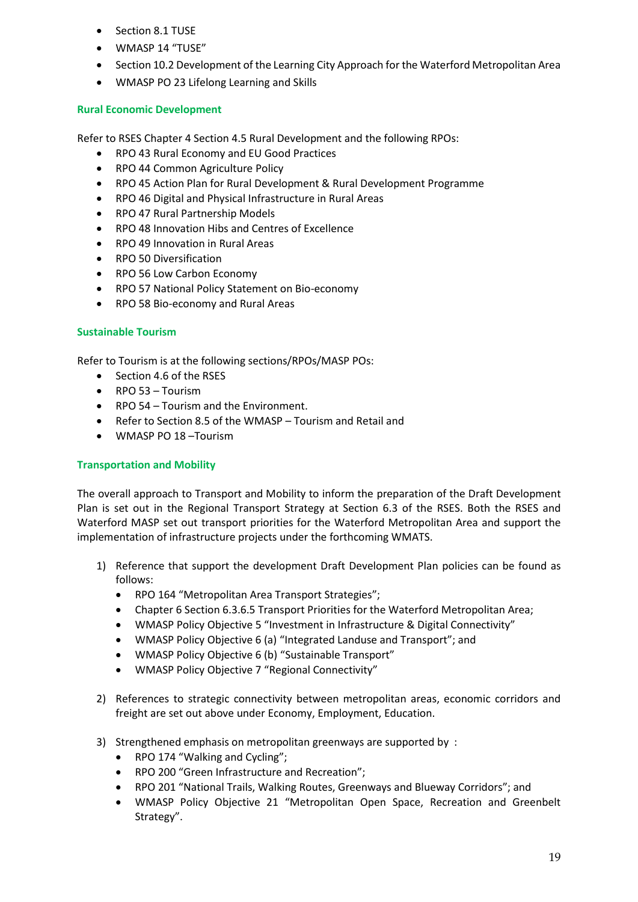- Section 8.1 TUSE
- WMASP 14 "TUSE"
- Section 10.2 Development of the Learning City Approach for the Waterford Metropolitan Area
- WMASP PO 23 Lifelong Learning and Skills

### Rural Economic Development

Refer to RSES Chapter 4 Section 4.5 Rural Development and the following RPOs:

- RPO 43 Rural Economy and EU Good Practices
- RPO 44 Common Agriculture Policy
- RPO 45 Action Plan for Rural Development & Rural Development Programme
- RPO 46 Digital and Physical Infrastructure in Rural Areas
- RPO 47 Rural Partnership Models
- RPO 48 Innovation Hibs and Centres of Excellence
- RPO 49 Innovation in Rural Areas
- RPO 50 Diversification
- RPO 56 Low Carbon Economy
- RPO 57 National Policy Statement on Bio-economy
- RPO 58 Bio-economy and Rural Areas

### Sustainable Tourism

Refer to Tourism is at the following sections/RPOs/MASP POs:

- Section 4.6 of the RSES
- RPO 53 – Tourism
- RPO 54 – Tourism and the Environment.
- Refer to Section 8.5 of the WMASP – Tourism and Retail and
- WMASP PO 18 –Tourism

### Transportation and Mobility

The overall approach to Transport and Mobility to inform the preparation of the Draft Development Plan is set out in the Regional Transport Strategy at Section 6.3 of the RSES. Both the RSES and Waterford MASP set out transport priorities for the Waterford Metropolitan Area and support the implementation of infrastructure projects under the forthcoming WMATS.

1) Reference that support the development Draft Development Plan policies can be found as follows:
   - RPO 164 "Metropolitan Area Transport Strategies";
   - Chapter 6 Section 6.3.6.5 Transport Priorities for the Waterford Metropolitan Area;
   - WMASP Policy Objective 5 "Investment in Infrastructure & Digital Connectivity"
   - WMASP Policy Objective 6 (a) "Integrated Landuse and Transport"; and
   - WMASP Policy Objective 6 (b) "Sustainable Transport"
   - WMASP Policy Objective 7 "Regional Connectivity"

2) References to strategic connectivity between metropolitan areas, economic corridors and freight are set out above under Economy, Employment, Education.

3) Strengthened emphasis on metropolitan greenways are supported by :
   - RPO 174 "Walking and Cycling";
   - RPO 200 "Green Infrastructure and Recreation";
   - RPO 201 "National Trails, Walking Routes, Greenways and Blueway Corridors"; and
   - WMASP Policy Objective 21 "Metropolitan Open Space, Recreation and Greenbelt Strategy".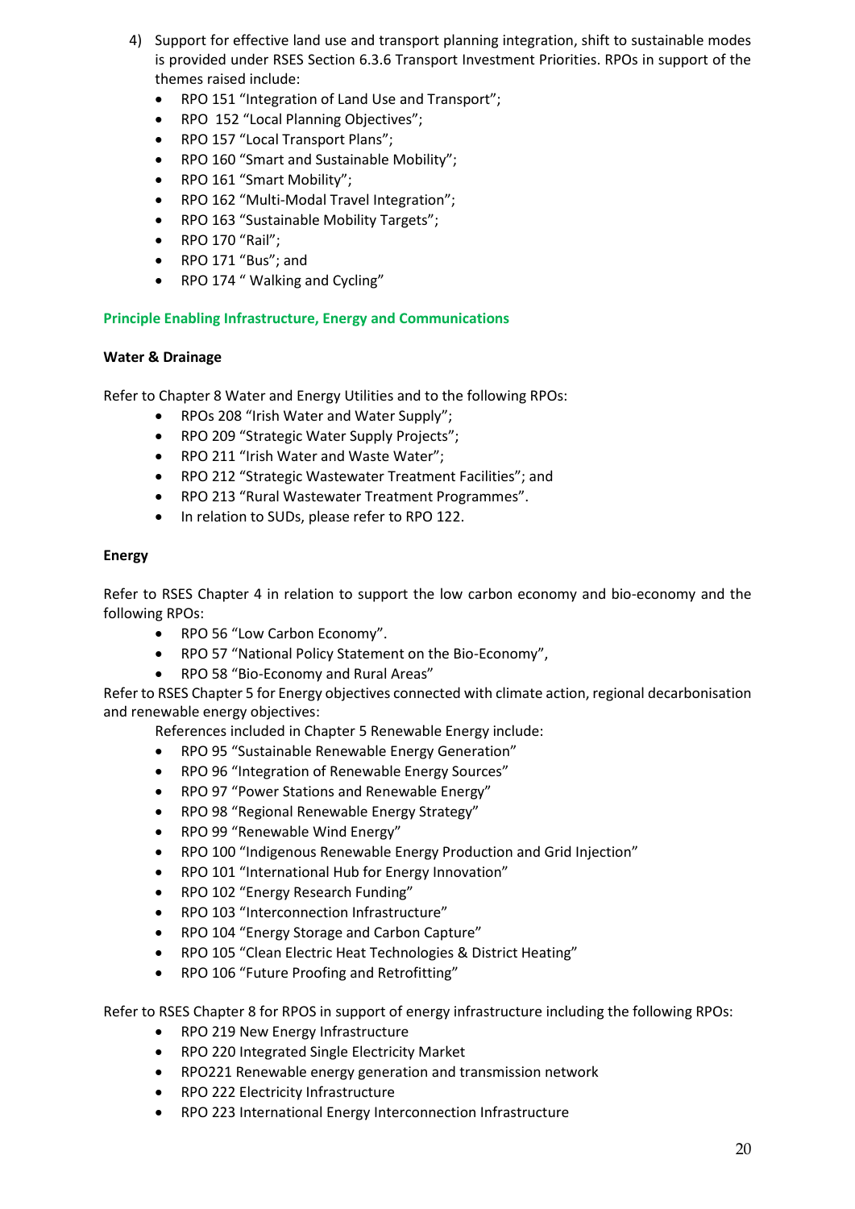4) Support for effective land use and transport planning integration, shift to sustainable modes is provided under RSES Section 6.3.6 Transport Investment Priorities. RPOs in support of the themes raised include:
   - RPO 151 "Integration of Land Use and Transport";
   - RPO  152 "Local Planning Objectives";
   - RPO 157 "Local Transport Plans";
   - RPO 160 "Smart and Sustainable Mobility";
   - RPO 161 "Smart Mobility";
   - RPO 162 "Multi-Modal Travel Integration";
   - RPO 163 "Sustainable Mobility Targets";
   - RPO 170 "Rail";
   - RPO 171 "Bus"; and
   - RPO 174 " Walking and Cycling"

**Principle Enabling Infrastructure, Energy and Communications**

**Water & Drainage**

Refer to Chapter 8 Water and Energy Utilities and to the following RPOs:

- RPOs 208 "Irish Water and Water Supply";
- RPO 209 "Strategic Water Supply Projects";
- RPO 211 "Irish Water and Waste Water";
- RPO 212 "Strategic Wastewater Treatment Facilities"; and
- RPO 213 "Rural Wastewater Treatment Programmes".
- In relation to SUDs, please refer to RPO 122.

**Energy**

Refer to RSES Chapter 4 in relation to support the low carbon economy and bio-economy and the following RPOs:

- RPO 56 "Low Carbon Economy".
- RPO 57 "National Policy Statement on the Bio-Economy",
- RPO 58 "Bio-Economy and Rural Areas"

Refer to RSES Chapter 5 for Energy objectives connected with climate action, regional decarbonisation and renewable energy objectives:

References included in Chapter 5 Renewable Energy include:

- RPO 95 "Sustainable Renewable Energy Generation"
- RPO 96 "Integration of Renewable Energy Sources"
- RPO 97 "Power Stations and Renewable Energy"
- RPO 98 "Regional Renewable Energy Strategy"
- RPO 99 "Renewable Wind Energy"
- RPO 100 "Indigenous Renewable Energy Production and Grid Injection"
- RPO 101 "International Hub for Energy Innovation"
- RPO 102 "Energy Research Funding"
- RPO 103 "Interconnection Infrastructure"
- RPO 104 "Energy Storage and Carbon Capture"
- RPO 105 "Clean Electric Heat Technologies & District Heating"
- RPO 106 "Future Proofing and Retrofitting"

Refer to RSES Chapter 8 for RPOS in support of energy infrastructure including the following RPOs:

- RPO 219 New Energy Infrastructure
- RPO 220 Integrated Single Electricity Market
- RPO221 Renewable energy generation and transmission network
- RPO 222 Electricity Infrastructure
- RPO 223 International Energy Interconnection Infrastructure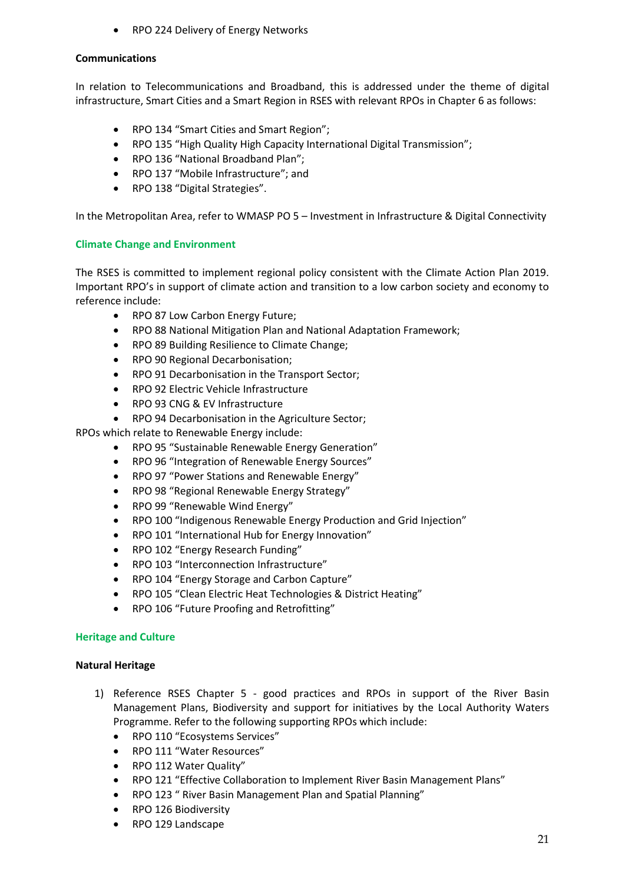- RPO 224 Delivery of Energy Networks

**Communications**

In relation to Telecommunications and Broadband, this is addressed under the theme of digital infrastructure, Smart Cities and a Smart Region in RSES with relevant RPOs in Chapter 6 as follows:

- RPO 134 "Smart Cities and Smart Region";
- RPO 135 "High Quality High Capacity International Digital Transmission";
- RPO 136 "National Broadband Plan";
- RPO 137 "Mobile Infrastructure"; and
- RPO 138 "Digital Strategies".

In the Metropolitan Area, refer to WMASP PO 5 – Investment in Infrastructure & Digital Connectivity

## Climate Change and Environment

The RSES is committed to implement regional policy consistent with the Climate Action Plan 2019. Important RPO's in support of climate action and transition to a low carbon society and economy to reference include:

- RPO 87 Low Carbon Energy Future;
- RPO 88 National Mitigation Plan and National Adaptation Framework;
- RPO 89 Building Resilience to Climate Change;
- RPO 90 Regional Decarbonisation;
- RPO 91 Decarbonisation in the Transport Sector;
- RPO 92 Electric Vehicle Infrastructure
- RPO 93 CNG & EV Infrastructure
- RPO 94 Decarbonisation in the Agriculture Sector;

RPOs which relate to Renewable Energy include:

- RPO 95 "Sustainable Renewable Energy Generation"
- RPO 96 "Integration of Renewable Energy Sources"
- RPO 97 "Power Stations and Renewable Energy"
- RPO 98 "Regional Renewable Energy Strategy"
- RPO 99 "Renewable Wind Energy"
- RPO 100 "Indigenous Renewable Energy Production and Grid Injection"
- RPO 101 "International Hub for Energy Innovation"
- RPO 102 "Energy Research Funding"
- RPO 103 "Interconnection Infrastructure"
- RPO 104 "Energy Storage and Carbon Capture"
- RPO 105 "Clean Electric Heat Technologies & District Heating"
- RPO 106 "Future Proofing and Retrofitting"

## Heritage and Culture

**Natural Heritage**

1) Reference RSES Chapter 5 - good practices and RPOs in support of the River Basin Management Plans, Biodiversity and support for initiatives by the Local Authority Waters Programme. Refer to the following supporting RPOs which include:
   - RPO 110 "Ecosystems Services"
   - RPO 111 "Water Resources"
   - RPO 112 Water Quality"
   - RPO 121 "Effective Collaboration to Implement River Basin Management Plans"
   - RPO 123 " River Basin Management Plan and Spatial Planning"
   - RPO 126 Biodiversity
   - RPO 129 Landscape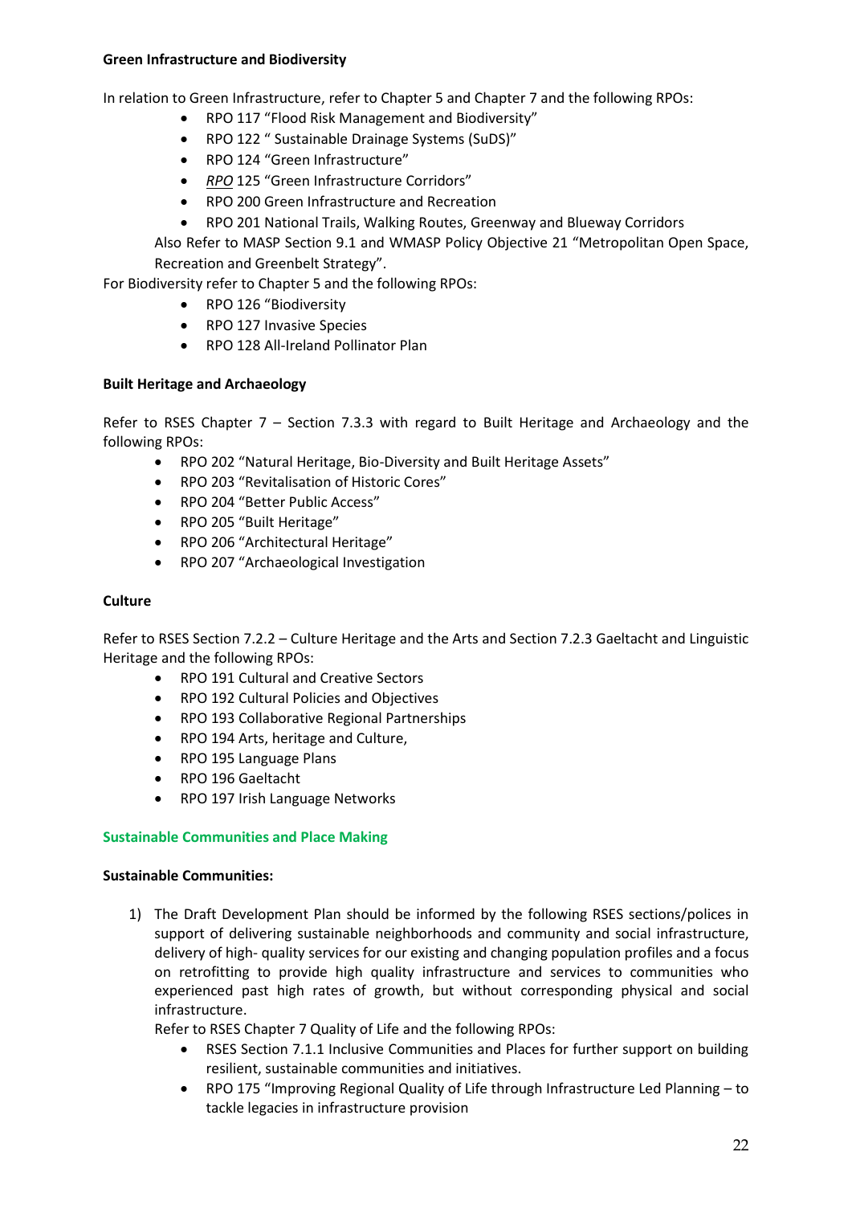**Green Infrastructure and Biodiversity**

In relation to Green Infrastructure, refer to Chapter 5 and Chapter 7 and the following RPOs:

- RPO 117 "Flood Risk Management and Biodiversity"
- RPO 122 " Sustainable Drainage Systems (SuDS)"
- RPO 124 "Green Infrastructure"
- *RPO* 125 "Green Infrastructure Corridors"
- RPO 200 Green Infrastructure and Recreation
- RPO 201 National Trails, Walking Routes, Greenway and Blueway Corridors

Also Refer to MASP Section 9.1 and WMASP Policy Objective 21 "Metropolitan Open Space, Recreation and Greenbelt Strategy".

For Biodiversity refer to Chapter 5 and the following RPOs:

- RPO 126 "Biodiversity
- RPO 127 Invasive Species
- RPO 128 All-Ireland Pollinator Plan

**Built Heritage and Archaeology**

Refer to RSES Chapter 7 – Section 7.3.3 with regard to Built Heritage and Archaeology and the following RPOs:

- RPO 202 "Natural Heritage, Bio-Diversity and Built Heritage Assets"
- RPO 203 "Revitalisation of Historic Cores"
- RPO 204 "Better Public Access"
- RPO 205 "Built Heritage"
- RPO 206 "Architectural Heritage"
- RPO 207 "Archaeological Investigation

**Culture**

Refer to RSES Section 7.2.2 – Culture Heritage and the Arts and Section 7.2.3 Gaeltacht and Linguistic Heritage and the following RPOs:

- RPO 191 Cultural and Creative Sectors
- RPO 192 Cultural Policies and Objectives
- RPO 193 Collaborative Regional Partnerships
- RPO 194 Arts, heritage and Culture,
- RPO 195 Language Plans
- RPO 196 Gaeltacht
- RPO 197 Irish Language Networks

**Sustainable Communities and Place Making**

**Sustainable Communities:**

1) The Draft Development Plan should be informed by the following RSES sections/polices in support of delivering sustainable neighborhoods and community and social infrastructure, delivery of high- quality services for our existing and changing population profiles and a focus on retrofitting to provide high quality infrastructure and services to communities who experienced past high rates of growth, but without corresponding physical and social infrastructure.

   Refer to RSES Chapter 7 Quality of Life and the following RPOs:

   - RSES Section 7.1.1 Inclusive Communities and Places for further support on building resilient, sustainable communities and initiatives.
   - RPO 175 "Improving Regional Quality of Life through Infrastructure Led Planning – to tackle legacies in infrastructure provision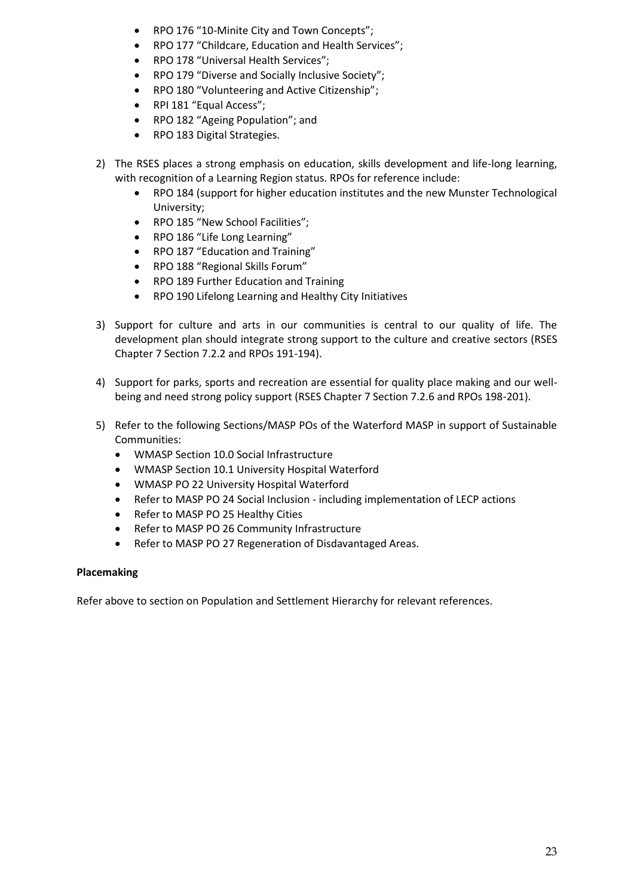- RPO 176 “10-Minite City and Town Concepts”;
- RPO 177 “Childcare, Education and Health Services”;
- RPO 178 “Universal Health Services”;
- RPO 179 “Diverse and Socially Inclusive Society”;
- RPO 180 “Volunteering and Active Citizenship”;
- RPI 181 “Equal Access”;
- RPO 182 “Ageing Population”; and
- RPO 183 Digital Strategies.

2) The RSES places a strong emphasis on education, skills development and life-long learning, with recognition of a Learning Region status. RPOs for reference include:
   - RPO 184 (support for higher education institutes and the new Munster Technological University;
   - RPO 185 “New School Facilities”;
   - RPO 186 “Life Long Learning”
   - RPO 187 “Education and Training”
   - RPO 188 “Regional Skills Forum”
   - RPO 189 Further Education and Training
   - RPO 190 Lifelong Learning and Healthy City Initiatives

3) Support for culture and arts in our communities is central to our quality of life. The development plan should integrate strong support to the culture and creative sectors (RSES Chapter 7 Section 7.2.2 and RPOs 191-194).

4) Support for parks, sports and recreation are essential for quality place making and our well-being and need strong policy support (RSES Chapter 7 Section 7.2.6 and RPOs 198-201).

5) Refer to the following Sections/MASP POs of the Waterford MASP in support of Sustainable Communities:
   - WMASP Section 10.0 Social Infrastructure
   - WMASP Section 10.1 University Hospital Waterford
   - WMASP PO 22 University Hospital Waterford
   - Refer to MASP PO 24 Social Inclusion - including implementation of LECP actions
   - Refer to MASP PO 25 Healthy Cities
   - Refer to MASP PO 26 Community Infrastructure
   - Refer to MASP PO 27 Regeneration of Disdavantaged Areas.

**Placemaking**

Refer above to section on Population and Settlement Hierarchy for relevant references.